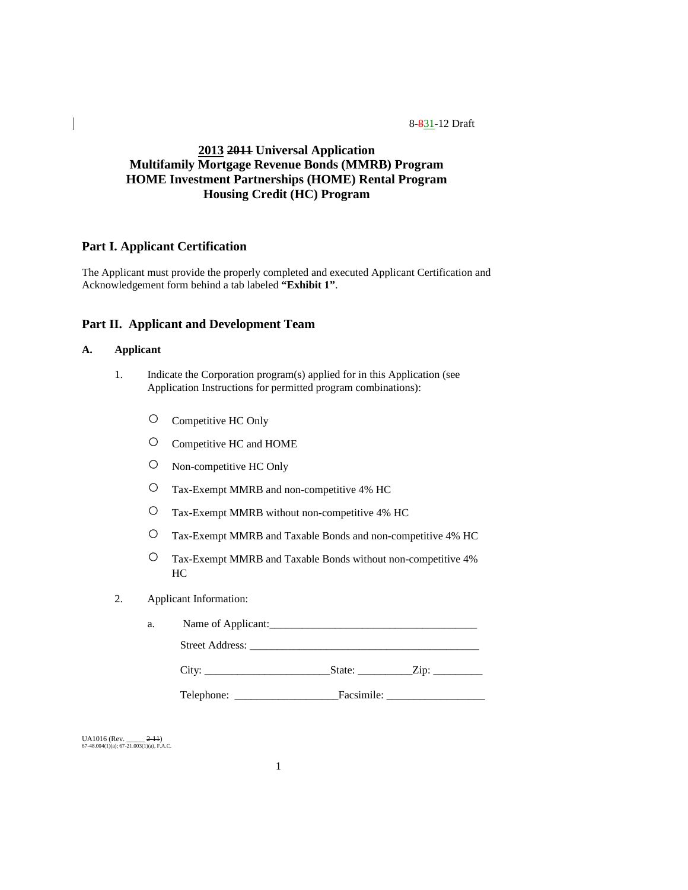8-831-12 Draft

# 2013 2011 Universal Application
# Multifamily Mortgage Revenue Bonds (MMRB) Program
# HOME Investment Partnerships (HOME) Rental Program
# Housing Credit (HC) Program

## Part I. Applicant Certification

The Applicant must provide the properly completed and executed Applicant Certification and Acknowledgement form behind a tab labeled **"Exhibit 1"**.

## Part II. Applicant and Development Team

### A. Applicant

1. Indicate the Corporation program(s) applied for in this Application (see Application Instructions for permitted program combinations):

   - ○ Competitive HC Only
   - ○ Competitive HC and HOME
   - ○ Non-competitive HC Only
   - ○ Tax-Exempt MMRB and non-competitive 4% HC
   - ○ Tax-Exempt MMRB without non-competitive 4% HC
   - ○ Tax-Exempt MMRB and Taxable Bonds and non-competitive 4% HC
   - ○ Tax-Exempt MMRB and Taxable Bonds without non-competitive 4% HC

2. Applicant Information:

   a. Name of Applicant:_______________________________________

      Street Address: ____________________________________________

      City: _______________________State: __________Zip: _________

      Telephone: ___________________Facsimile: __________________

UA1016 (Rev. _____ 2-11)
67-48.004(1)(a); 67-21.003(1)(a), F.A.C.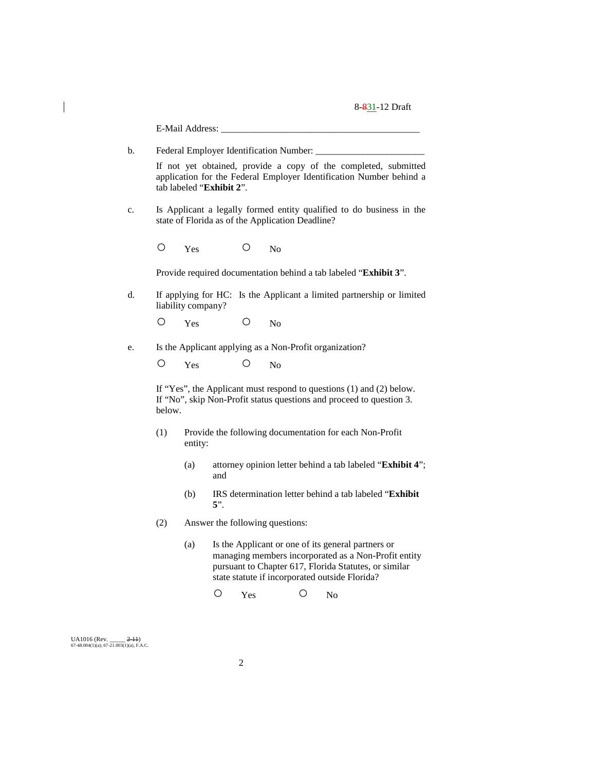E-Mail Address: ___________________________________________

b. Federal Employer Identification Number: _______________________

If not yet obtained, provide a copy of the completed, submitted application for the Federal Employer Identification Number behind a tab labeled "**Exhibit 2**".

c. Is Applicant a legally formed entity qualified to do business in the state of Florida as of the Application Deadline?

○ Yes ○ No

Provide required documentation behind a tab labeled "**Exhibit 3**".

d. If applying for HC: Is the Applicant a limited partnership or limited liability company?

○ Yes ○ No

e. Is the Applicant applying as a Non-Profit organization?

○ Yes ○ No

If "Yes", the Applicant must respond to questions (1) and (2) below.
If "No", skip Non-Profit status questions and proceed to question 3. below.

(1) Provide the following documentation for each Non-Profit entity:

(a) attorney opinion letter behind a tab labeled "**Exhibit 4**"; and

(b) IRS determination letter behind a tab labeled "**Exhibit 5**".

(2) Answer the following questions:

(a) Is the Applicant or one of its general partners or managing members incorporated as a Non-Profit entity pursuant to Chapter 617, Florida Statutes, or similar state statute if incorporated outside Florida?

○ Yes ○ No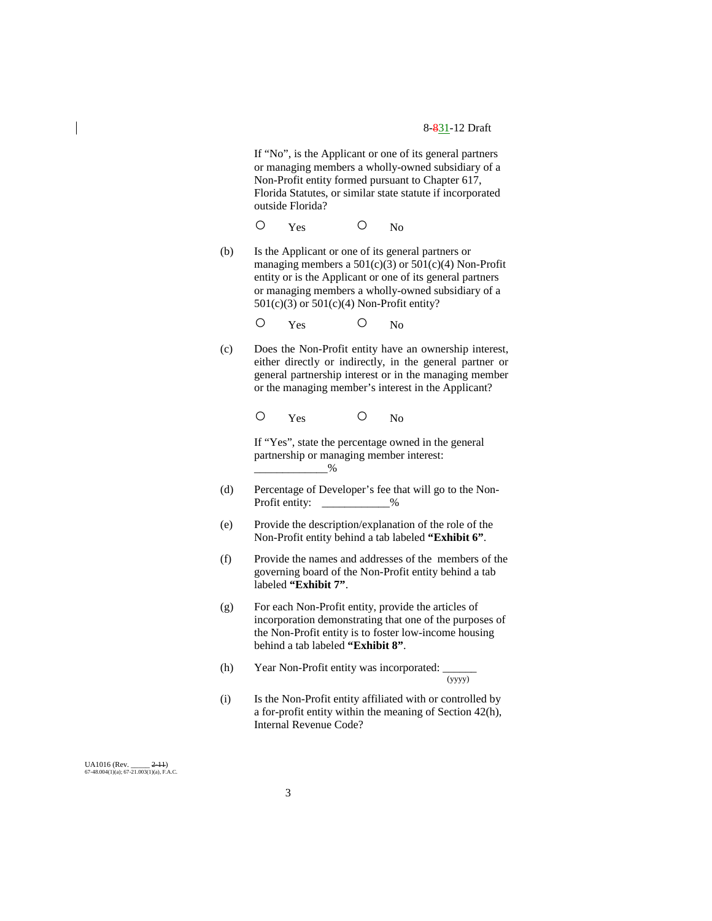If "No", is the Applicant or one of its general partners or managing members a wholly-owned subsidiary of a Non-Profit entity formed pursuant to Chapter 617, Florida Statutes, or similar state statute if incorporated outside Florida?

○ Yes ○ No

(b) Is the Applicant or one of its general partners or managing members a 501(c)(3) or 501(c)(4) Non-Profit entity or is the Applicant or one of its general partners or managing members a wholly-owned subsidiary of a 501(c)(3) or 501(c)(4) Non-Profit entity?

○ Yes ○ No

(c) Does the Non-Profit entity have an ownership interest, either directly or indirectly, in the general partner or general partnership interest or in the managing member or the managing member's interest in the Applicant?

○ Yes ○ No

If "Yes", state the percentage owned in the general partnership or managing member interest: ____________%

(d) Percentage of Developer's fee that will go to the Non-Profit entity: ___________%

(e) Provide the description/explanation of the role of the Non-Profit entity behind a tab labeled **"Exhibit 6"**.

(f) Provide the names and addresses of the members of the governing board of the Non-Profit entity behind a tab labeled **"Exhibit 7"**.

(g) For each Non-Profit entity, provide the articles of incorporation demonstrating that one of the purposes of the Non-Profit entity is to foster low-income housing behind a tab labeled **"Exhibit 8"**.

(h) Year Non-Profit entity was incorporated: ______ (yyyy)

(i) Is the Non-Profit entity affiliated with or controlled by a for-profit entity within the meaning of Section 42(h), Internal Revenue Code?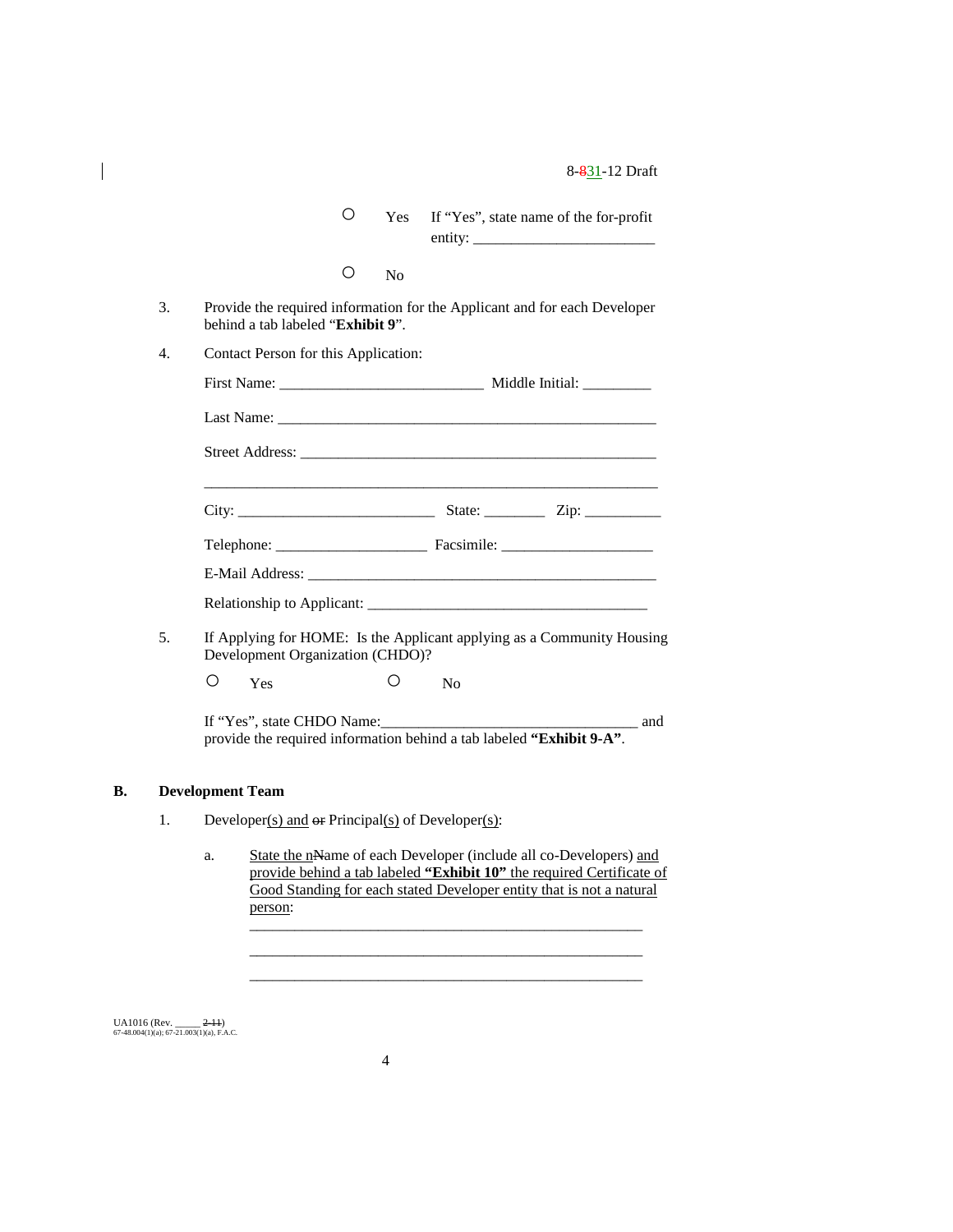○ Yes If "Yes", state name of the for-profit entity: ________________________

○ No

3. Provide the required information for the Applicant and for each Developer behind a tab labeled "**Exhibit 9**".

4. Contact Person for this Application:

   First Name: ___________________________ Middle Initial: _________

   Last Name: ____________________________________________________

   Street Address: _________________________________________________

   _____________________________________________________________

   City: __________________________ State: ________ Zip: __________

   Telephone: ____________________ Facsimile: ____________________

   E-Mail Address: ________________________________________________

   Relationship to Applicant: ____________________________________

5. If Applying for HOME: Is the Applicant applying as a Community Housing Development Organization (CHDO)?

   ○ Yes ○ No

   If "Yes", state CHDO Name:__________________________________ and provide the required information behind a tab labeled **"Exhibit 9-A"**.

## B. Development Team

1. Developer(s) and ~~or~~ Principal(s) of Developer(s):

   a. State the n~~N~~ame of each Developer (include all co-Developers) and provide behind a tab labeled **"Exhibit 10"** the required Certificate of Good Standing for each stated Developer entity that is not a natural person:

      _____________________________________________________

      _____________________________________________________

      _____________________________________________________

UA1016 (Rev. _____ ~~2-11~~)
67-48.004(1)(a); 67-21.003(1)(a), F.A.C.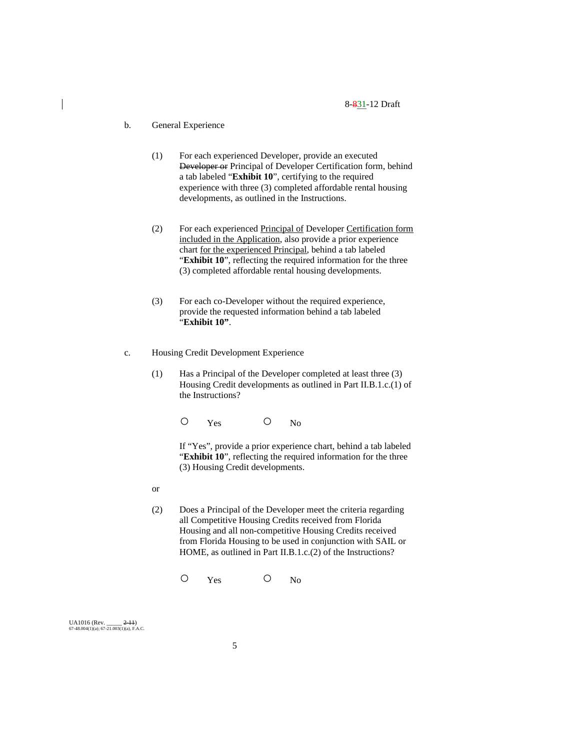b. General Experience

(1) For each experienced Developer, provide an executed ~~Developer or~~ Principal of Developer Certification form, behind a tab labeled "**Exhibit 10**", certifying to the required experience with three (3) completed affordable rental housing developments, as outlined in the Instructions.

(2) For each experienced Principal of Developer Certification form included in the Application, also provide a prior experience chart for the experienced Principal, behind a tab labeled "**Exhibit 10**", reflecting the required information for the three (3) completed affordable rental housing developments.

(3) For each co-Developer without the required experience, provide the requested information behind a tab labeled "**Exhibit 10"**.

c. Housing Credit Development Experience

(1) Has a Principal of the Developer completed at least three (3) Housing Credit developments as outlined in Part II.B.1.c.(1) of the Instructions?

○ Yes ○ No

If "Yes", provide a prior experience chart, behind a tab labeled "**Exhibit 10**", reflecting the required information for the three (3) Housing Credit developments.

or

(2) Does a Principal of the Developer meet the criteria regarding all Competitive Housing Credits received from Florida Housing and all non-competitive Housing Credits received from Florida Housing to be used in conjunction with SAIL or HOME, as outlined in Part II.B.1.c.(2) of the Instructions?

○ Yes ○ No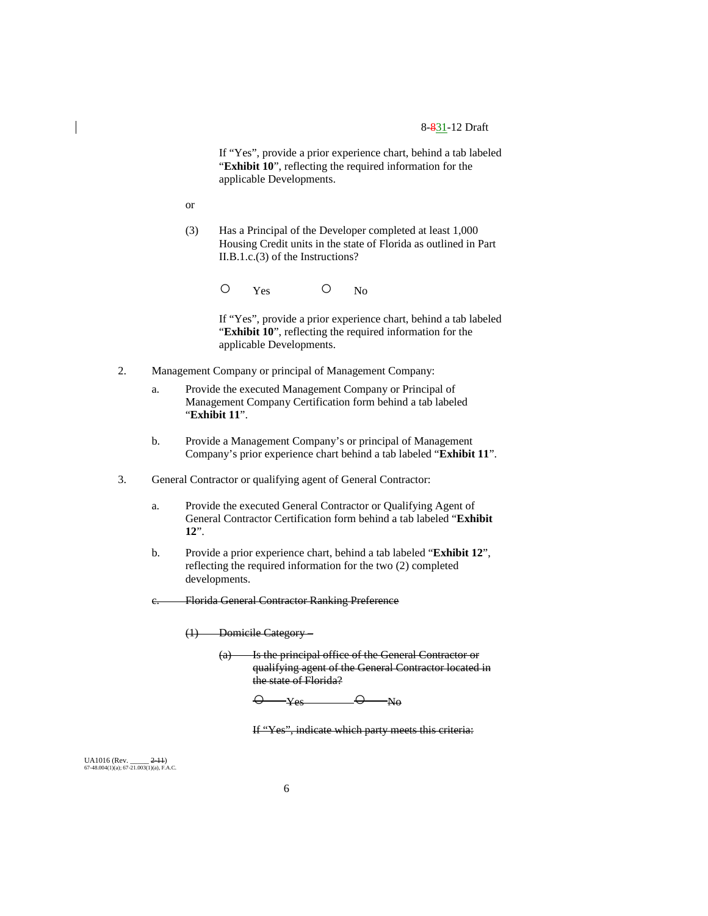If "Yes", provide a prior experience chart, behind a tab labeled "**Exhibit 10**", reflecting the required information for the applicable Developments.

or

(3) Has a Principal of the Developer completed at least 1,000 Housing Credit units in the state of Florida as outlined in Part II.B.1.c.(3) of the Instructions?

○ Yes ○ No

If "Yes", provide a prior experience chart, behind a tab labeled "**Exhibit 10**", reflecting the required information for the applicable Developments.

2. Management Company or principal of Management Company:

   a. Provide the executed Management Company or Principal of Management Company Certification form behind a tab labeled "**Exhibit 11**".

   b. Provide a Management Company's or principal of Management Company's prior experience chart behind a tab labeled "**Exhibit 11**".

3. General Contractor or qualifying agent of General Contractor:

   a. Provide the executed General Contractor or Qualifying Agent of General Contractor Certification form behind a tab labeled "**Exhibit 12**".

   b. Provide a prior experience chart, behind a tab labeled "**Exhibit 12**", reflecting the required information for the two (2) completed developments.

   ~~c. Florida General Contractor Ranking Preference~~

   ~~(1) Domicile Category –~~

   ~~(a) Is the principal office of the General Contractor or qualifying agent of the General Contractor located in the state of Florida?~~

   ~~○ Yes ○ No~~

   ~~If "Yes", indicate which party meets this criteria:~~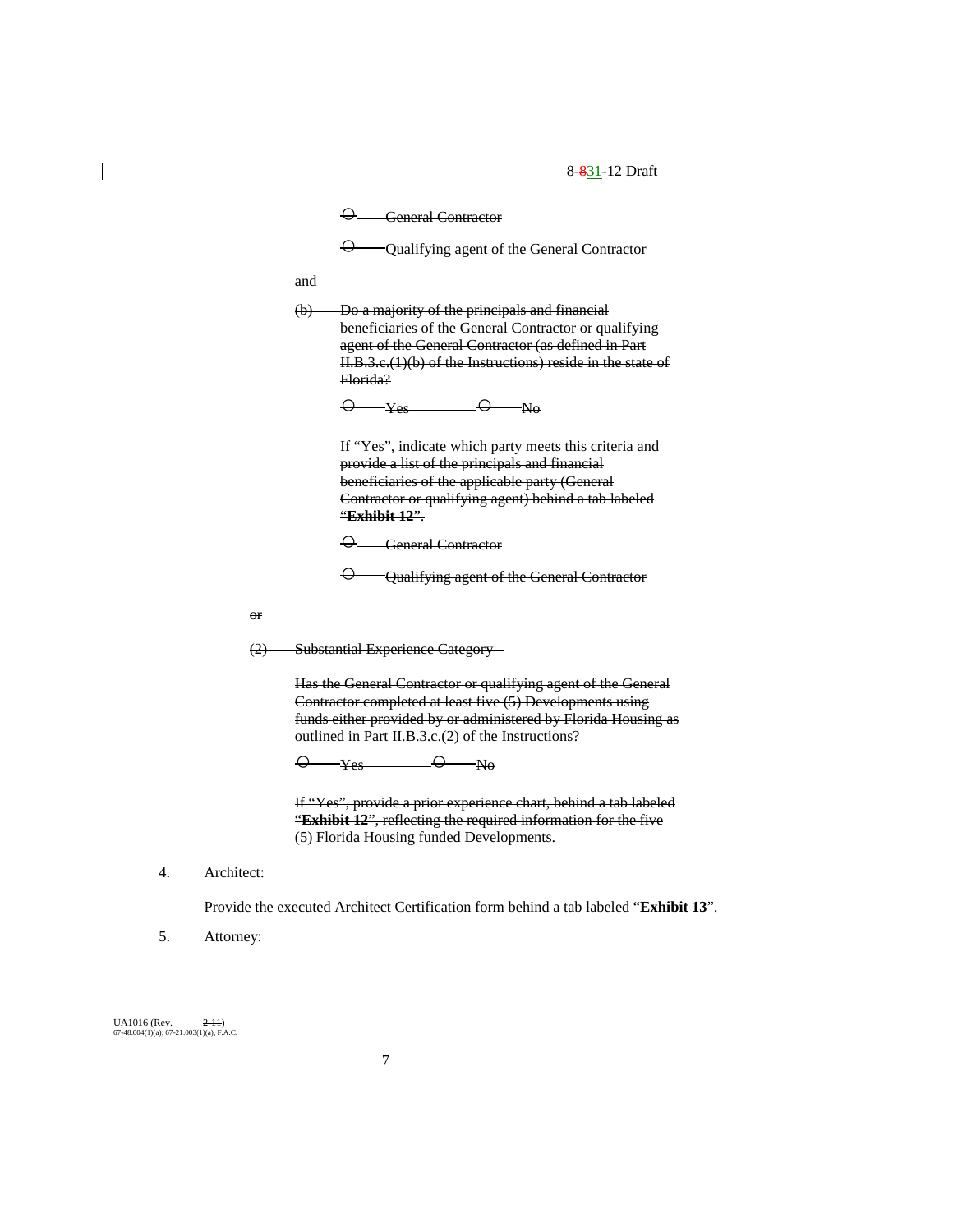~~O General Contractor~~

~~O Qualifying agent of the General Contractor~~

~~and~~

~~(b) Do a majority of the principals and financial beneficiaries of the General Contractor or qualifying agent of the General Contractor (as defined in Part II.B.3.c.(1)(b) of the Instructions) reside in the state of Florida?~~

~~O Yes O No~~

~~If "Yes", indicate which party meets this criteria and provide a list of the principals and financial beneficiaries of the applicable party (General Contractor or qualifying agent) behind a tab labeled "**Exhibit 12**".~~

~~O General Contractor~~

~~O Qualifying agent of the General Contractor~~

~~or~~

~~(2) Substantial Experience Category –~~

~~Has the General Contractor or qualifying agent of the General Contractor completed at least five (5) Developments using funds either provided by or administered by Florida Housing as outlined in Part II.B.3.c.(2) of the Instructions?~~

~~O Yes O No~~

~~If "Yes", provide a prior experience chart, behind a tab labeled "**Exhibit 12**", reflecting the required information for the five (5) Florida Housing funded Developments.~~

4. Architect:

   Provide the executed Architect Certification form behind a tab labeled "**Exhibit 13**".

5. Attorney: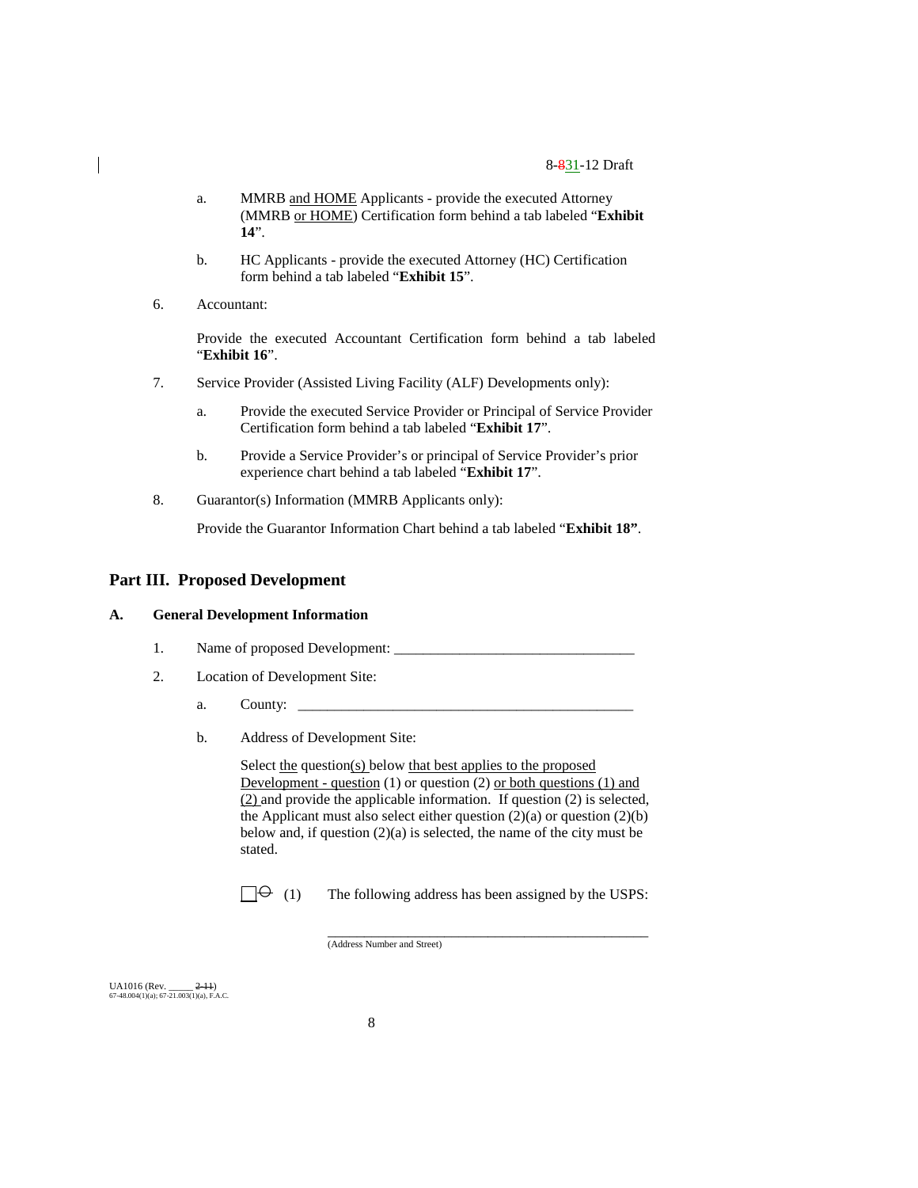a. MMRB and HOME Applicants - provide the executed Attorney (MMRB or HOME) Certification form behind a tab labeled "**Exhibit 14**".

b. HC Applicants - provide the executed Attorney (HC) Certification form behind a tab labeled "**Exhibit 15**".

6. Accountant:

   Provide the executed Accountant Certification form behind a tab labeled "**Exhibit 16**".

7. Service Provider (Assisted Living Facility (ALF) Developments only):

   a. Provide the executed Service Provider or Principal of Service Provider Certification form behind a tab labeled "**Exhibit 17**".

   b. Provide a Service Provider's or principal of Service Provider's prior experience chart behind a tab labeled "**Exhibit 17**".

8. Guarantor(s) Information (MMRB Applicants only):

   Provide the Guarantor Information Chart behind a tab labeled "**Exhibit 18"**.

## Part III. Proposed Development

### A. General Development Information

1. Name of proposed Development: ________________________________

2. Location of Development Site:

   a. County: ______________________________________________

   b. Address of Development Site:

      Select the question(s) below that best applies to the proposed Development - question (1) or question (2) or both questions (1) and (2) and provide the applicable information. If question (2) is selected, the Applicant must also select either question (2)(a) or question (2)(b) below and, if question (2)(a) is selected, the name of the city must be stated.

      ☐ (1) The following address has been assigned by the USPS:

      _______________________________________________
      (Address Number and Street)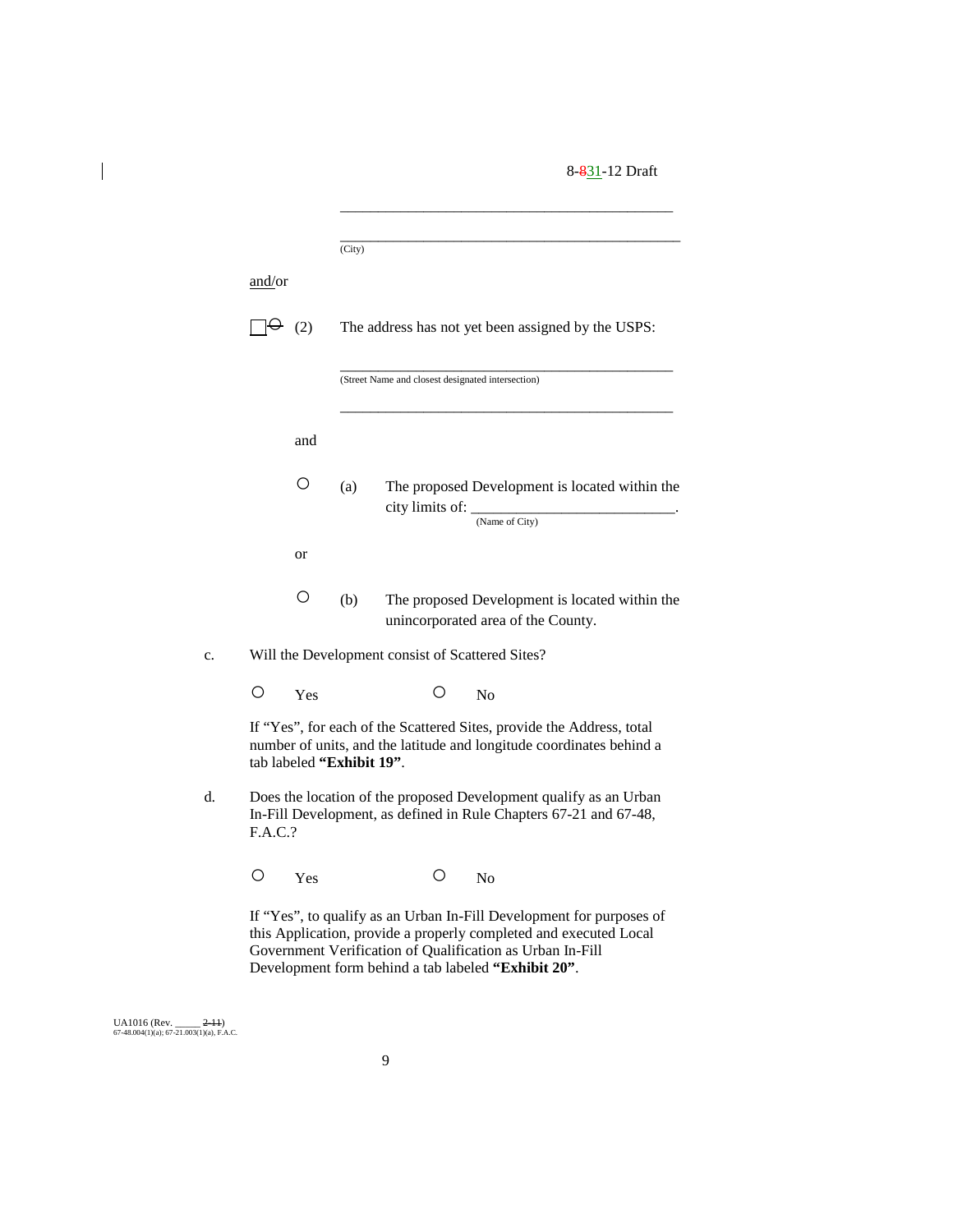\_\_\_\_\_\_\_\_\_\_\_\_\_\_\_\_\_\_\_\_\_\_\_\_\_\_\_\_\_\_\_\_\_\_\_\_\_\_\_\_\_\_\_\_

\_\_\_\_\_\_\_\_\_\_\_\_\_\_\_\_\_\_\_\_\_\_\_\_\_\_\_\_\_\_\_\_\_\_\_\_\_\_\_\_\_\_\_\_
(City)

and/or

☐ (2) The address has not yet been assigned by the USPS:

\_\_\_\_\_\_\_\_\_\_\_\_\_\_\_\_\_\_\_\_\_\_\_\_\_\_\_\_\_\_\_\_\_\_\_\_\_\_\_\_\_\_\_\_
(Street Name and closest designated intersection)

\_\_\_\_\_\_\_\_\_\_\_\_\_\_\_\_\_\_\_\_\_\_\_\_\_\_\_\_\_\_\_\_\_\_\_\_\_\_\_\_\_\_\_\_

and

○ (a) The proposed Development is located within the city limits of: \_\_\_\_\_\_\_\_\_\_\_\_\_\_\_\_\_\_\_\_\_\_\_\_\_\_\_.
(Name of City)

or

○ (b) The proposed Development is located within the unincorporated area of the County.

c. Will the Development consist of Scattered Sites?

○ Yes ○ No

If "Yes", for each of the Scattered Sites, provide the Address, total number of units, and the latitude and longitude coordinates behind a tab labeled **"Exhibit 19"**.

d. Does the location of the proposed Development qualify as an Urban In-Fill Development, as defined in Rule Chapters 67-21 and 67-48, F.A.C.?

○ Yes ○ No

If "Yes", to qualify as an Urban In-Fill Development for purposes of this Application, provide a properly completed and executed Local Government Verification of Qualification as Urban In-Fill Development form behind a tab labeled **"Exhibit 20"**.

UA1016 (Rev. \_\_\_\_\_ ~~2-11~~)
67-48.004(1)(a); 67-21.003(1)(a), F.A.C.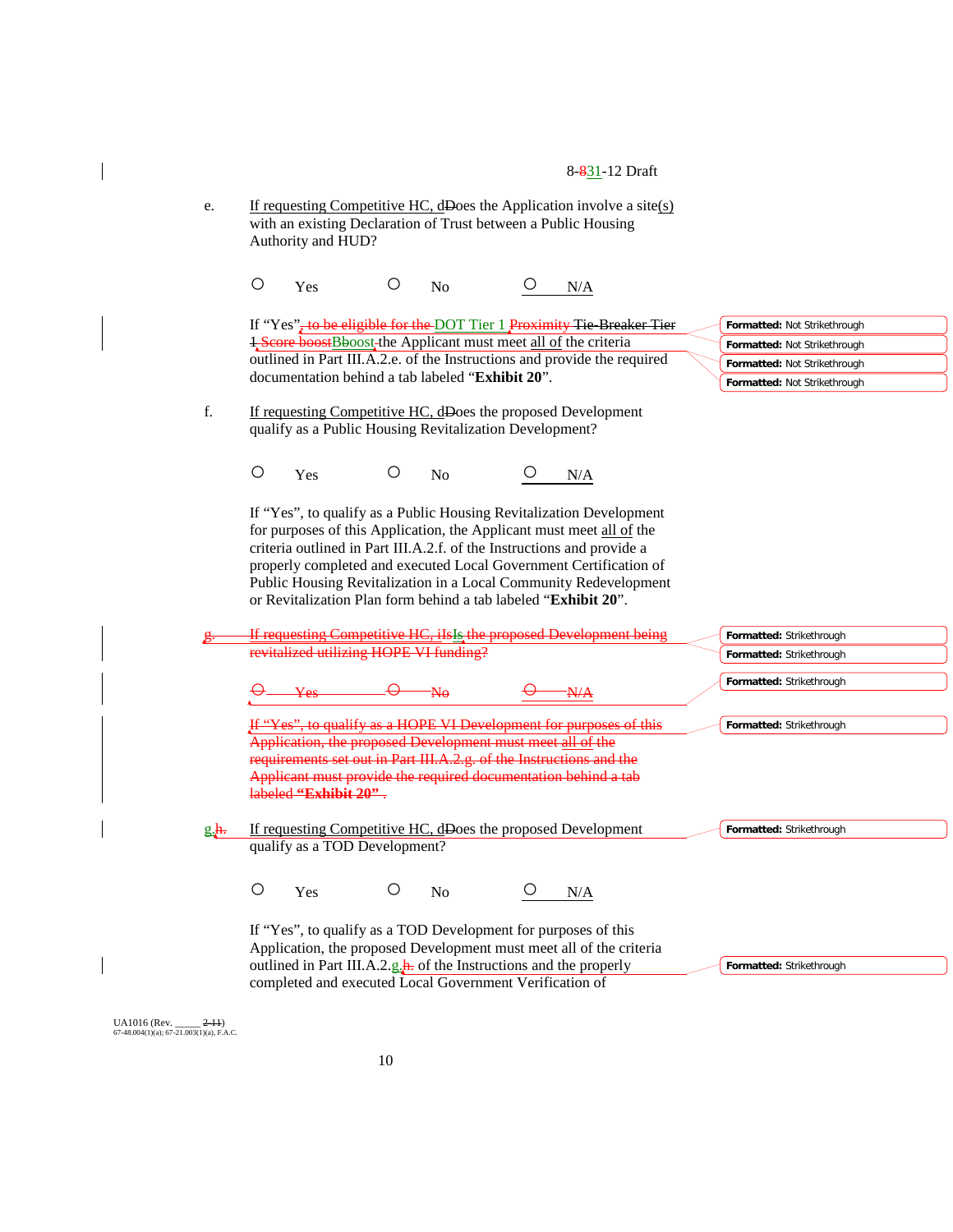8-831-12 Draft

e. If requesting Competitive HC, dDoes the Application involve a site(s) with an existing Declaration of Trust between a Public Housing Authority and HUD?

○ Yes ○ No ○ N/A

If "Yes", to be eligible for the DOT Tier 1 Proximity Tie-Breaker Tier 1 Score boostBboost the Applicant must meet all of the criteria outlined in Part III.A.2.e. of the Instructions and provide the required documentation behind a tab labeled "**Exhibit 20**".

f. If requesting Competitive HC, dDoes the proposed Development qualify as a Public Housing Revitalization Development?

○ Yes ○ No ○ N/A

If "Yes", to qualify as a Public Housing Revitalization Development for purposes of this Application, the Applicant must meet all of the criteria outlined in Part III.A.2.f. of the Instructions and provide a properly completed and executed Local Government Certification of Public Housing Revitalization in a Local Community Redevelopment or Revitalization Plan form behind a tab labeled "**Exhibit 20**".

~~g. If requesting Competitive HC, iIsIs the proposed Development being revitalized utilizing HOPE VI funding?~~

~~○ Yes ○ No ○ N/A~~

~~If "Yes", to qualify as a HOPE VI Development for purposes of this Application, the proposed Development must meet all of the requirements set out in Part III.A.2.g. of the Instructions and the Applicant must provide the required documentation behind a tab labeled **"Exhibit 20"** .~~

g.h. If requesting Competitive HC, dDoes the proposed Development qualify as a TOD Development?

○ Yes ○ No ○ N/A

If "Yes", to qualify as a TOD Development for purposes of this Application, the proposed Development must meet all of the criteria outlined in Part III.A.2.g.h. of the Instructions and the properly completed and executed Local Government Verification of

UA1016 (Rev. _____ 2-11)
67-48.004(1)(a); 67-21.003(1)(a), F.A.C.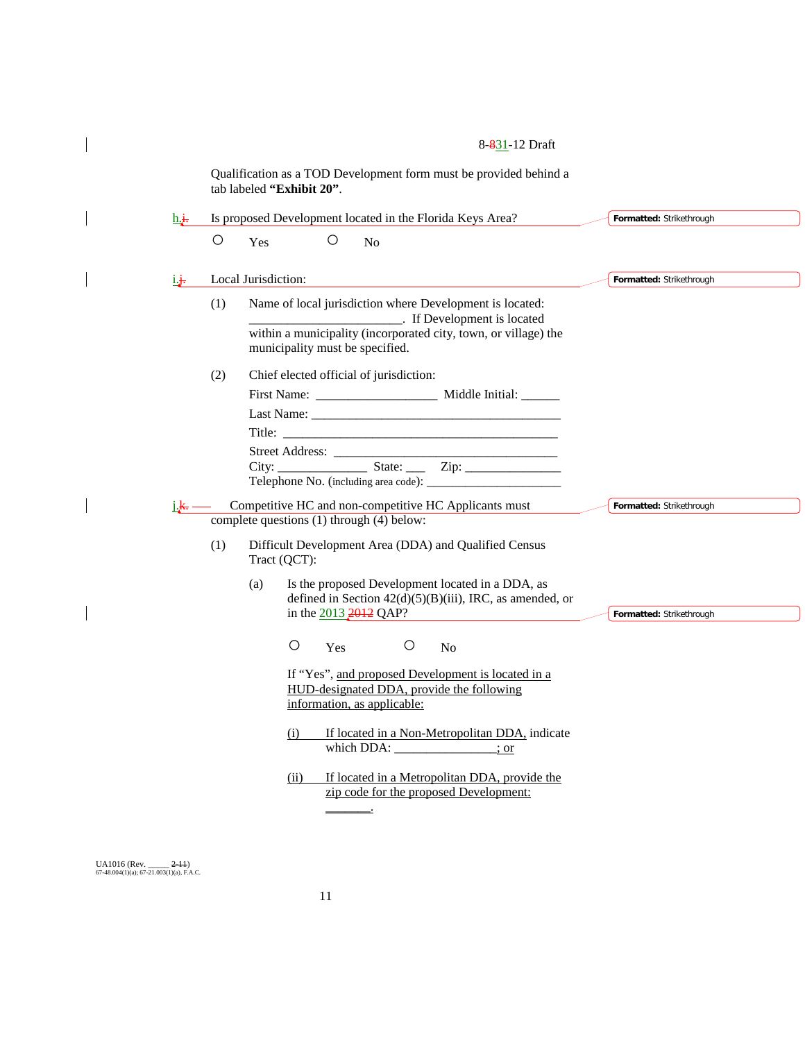Qualification as a TOD Development form must be provided behind a tab labeled **"Exhibit 20"**.

h.i. Is proposed Development located in the Florida Keys Area?

○ Yes ○ No

i.j. Local Jurisdiction:

(1) Name of local jurisdiction where Development is located: ________________________. If Development is located within a municipality (incorporated city, town, or village) the municipality must be specified.

(2) Chief elected official of jurisdiction:

First Name: ___________________ Middle Initial: ______

Last Name: ________________________________________

Title: ____________________________________________

Street Address: ___________________________________

City: ______________ State: ___ Zip: _______________

Telephone No. (including area code): _____________________

j.k. Competitive HC and non-competitive HC Applicants must complete questions (1) through (4) below:

(1) Difficult Development Area (DDA) and Qualified Census Tract (QCT):

(a) Is the proposed Development located in a DDA, as defined in Section 42(d)(5)(B)(iii), IRC, as amended, or in the 2013 2012 QAP?

○ Yes ○ No

If "Yes", and proposed Development is located in a HUD-designated DDA, provide the following information, as applicable:

(i) If located in a Non-Metropolitan DDA, indicate which DDA: ________________; or

(ii) If located in a Metropolitan DDA, provide the zip code for the proposed Development: _______.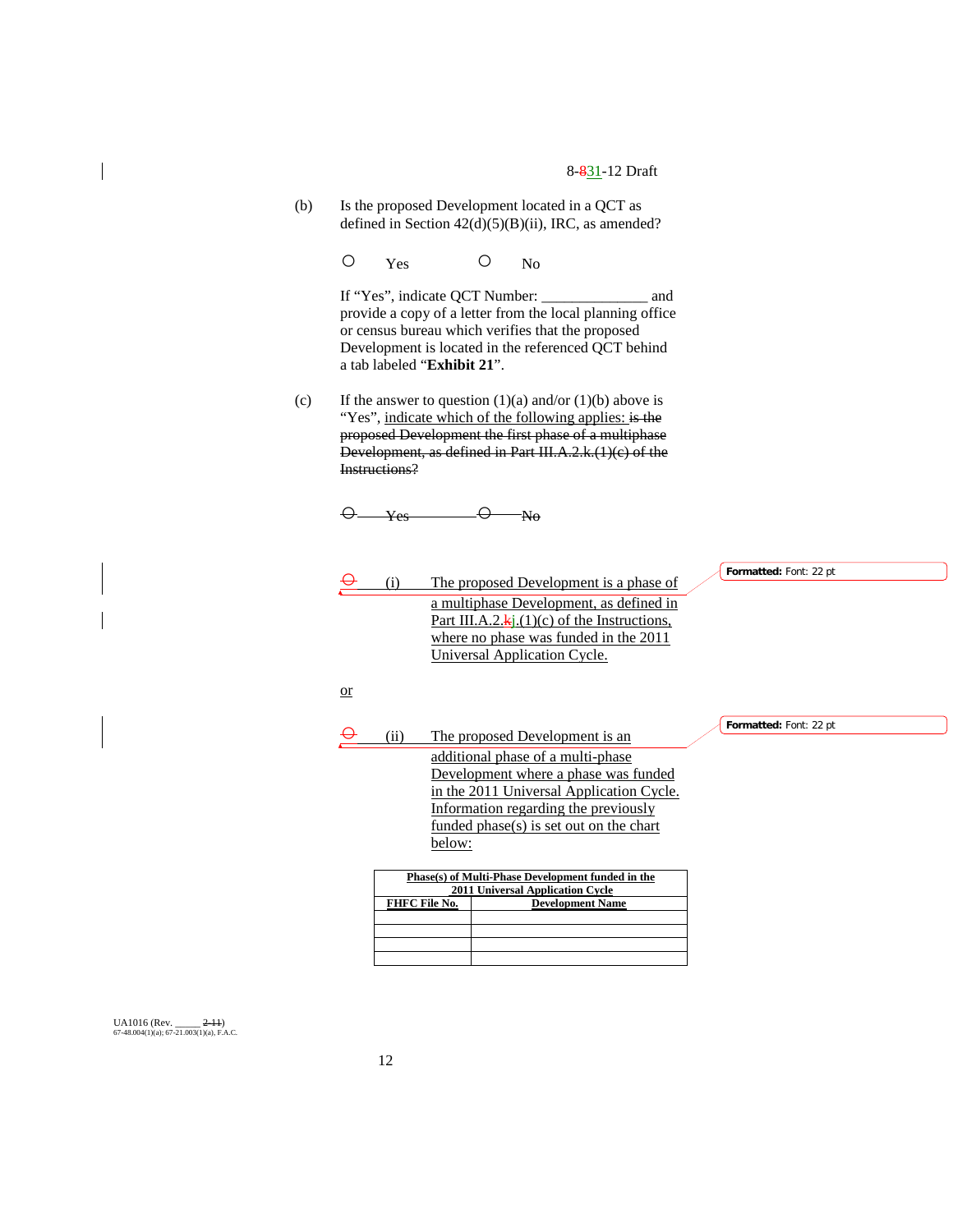8-831-12 Draft

(b) Is the proposed Development located in a QCT as defined in Section 42(d)(5)(B)(ii), IRC, as amended?

○ Yes ○ No

If "Yes", indicate QCT Number: ______________ and provide a copy of a letter from the local planning office or census bureau which verifies that the proposed Development is located in the referenced QCT behind a tab labeled "**Exhibit 21**".

(c) If the answer to question (1)(a) and/or (1)(b) above is "Yes", indicate which of the following applies: ~~is the proposed Development the first phase of a multiphase Development, as defined in Part III.A.2.k.(1)(c) of the Instructions?~~

~~○ Yes ○ No~~

○ (i) The proposed Development is a phase of a multiphase Development, as defined in Part III.A.2.~~k~~j.(1)(c) of the Instructions, where no phase was funded in the 2011 Universal Application Cycle.

or

○ (ii) The proposed Development is an additional phase of a multi-phase Development where a phase was funded in the 2011 Universal Application Cycle. Information regarding the previously funded phase(s) is set out on the chart below:

| Phase(s) of Multi-Phase Development funded in the 2011 Universal Application Cycle | |
|---|---|
| **FHFC File No.** | **Development Name** |
| | |
| | |
| | |
| | |

UA1016 (Rev. _____ ~~2-11~~)
67-48.004(1)(a); 67-21.003(1)(a), F.A.C.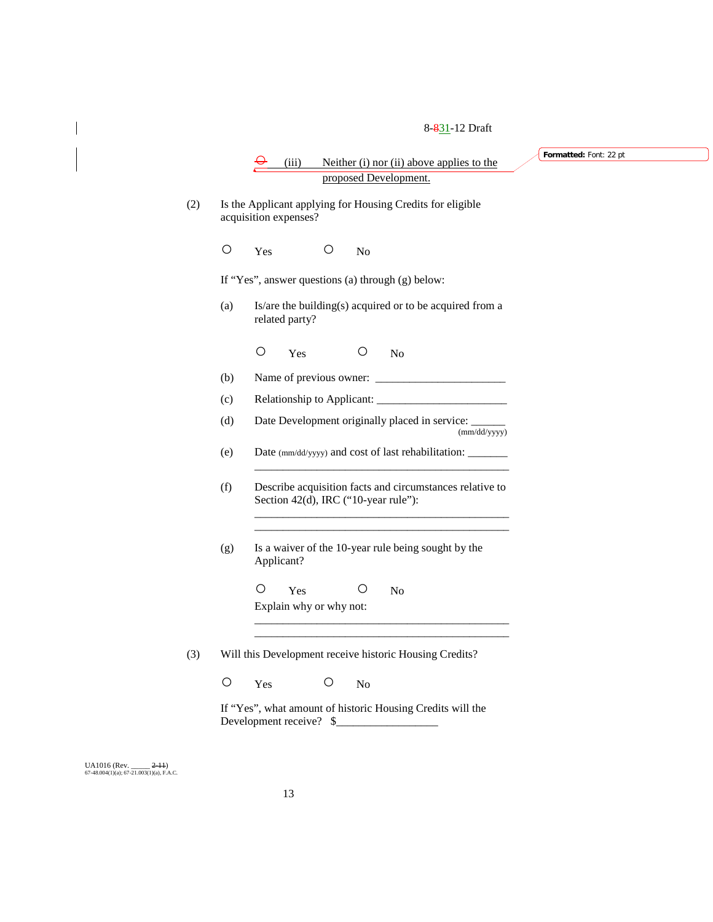8-31-12 Draft

○ (iii) Neither (i) nor (ii) above applies to the proposed Development.

(2) Is the Applicant applying for Housing Credits for eligible acquisition expenses?

○ Yes ○ No

If "Yes", answer questions (a) through (g) below:

(a) Is/are the building(s) acquired or to be acquired from a related party?

○ Yes ○ No

(b) Name of previous owner: _______________________

(c) Relationship to Applicant: _______________________

(d) Date Development originally placed in service: ______ (mm/dd/yyyy)

(e) Date (mm/dd/yyyy) and cost of last rehabilitation: _______
_____________________________________________

(f) Describe acquisition facts and circumstances relative to Section 42(d), IRC ("10-year rule"):
_____________________________________________
_____________________________________________

(g) Is a waiver of the 10-year rule being sought by the Applicant?

○ Yes ○ No

Explain why or why not:
_____________________________________________
_____________________________________________

(3) Will this Development receive historic Housing Credits?

○ Yes ○ No

If "Yes", what amount of historic Housing Credits will the Development receive? $_________________

UA1016 (Rev. _____ )
67-48.004(1)(a); 67-21.003(1)(a), F.A.C.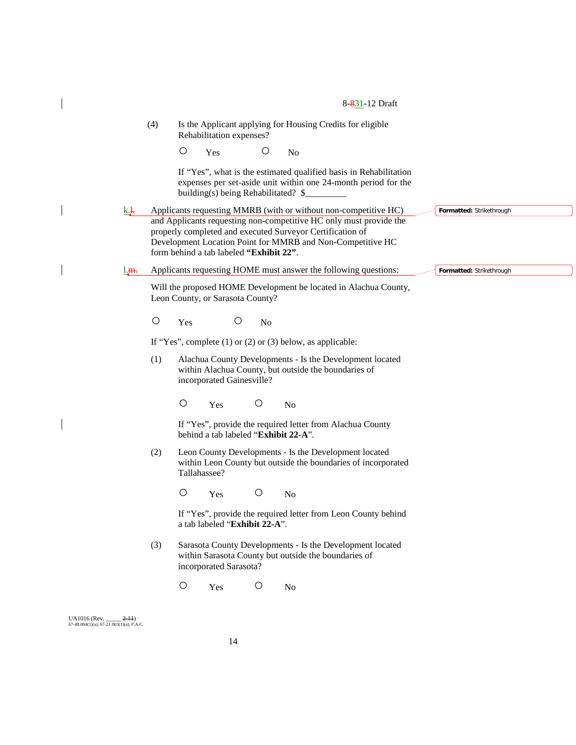(4) Is the Applicant applying for Housing Credits for eligible Rehabilitation expenses?

○ Yes ○ No

If "Yes", what is the estimated qualified basis in Rehabilitation expenses per set-aside unit within one 24-month period for the building(s) being Rehabilitated? $_________

k. Applicants requesting MMRB (with or without non-competitive HC) and Applicants requesting non-competitive HC only must provide the properly completed and executed Surveyor Certification of Development Location Point for MMRB and Non-Competitive HC form behind a tab labeled **"Exhibit 22"**.

l. Applicants requesting HOME must answer the following questions:

Will the proposed HOME Development be located in Alachua County, Leon County, or Sarasota County?

○ Yes ○ No

If "Yes", complete (1) or (2) or (3) below, as applicable:

(1) Alachua County Developments - Is the Development located within Alachua County, but outside the boundaries of incorporated Gainesville?

○ Yes ○ No

If "Yes", provide the required letter from Alachua County behind a tab labeled "**Exhibit 22-A**".

(2) Leon County Developments - Is the Development located within Leon County but outside the boundaries of incorporated Tallahassee?

○ Yes ○ No

If "Yes", provide the required letter from Leon County behind a tab labeled "**Exhibit 22-A**".

(3) Sarasota County Developments - Is the Development located within Sarasota County but outside the boundaries of incorporated Sarasota?

○ Yes ○ No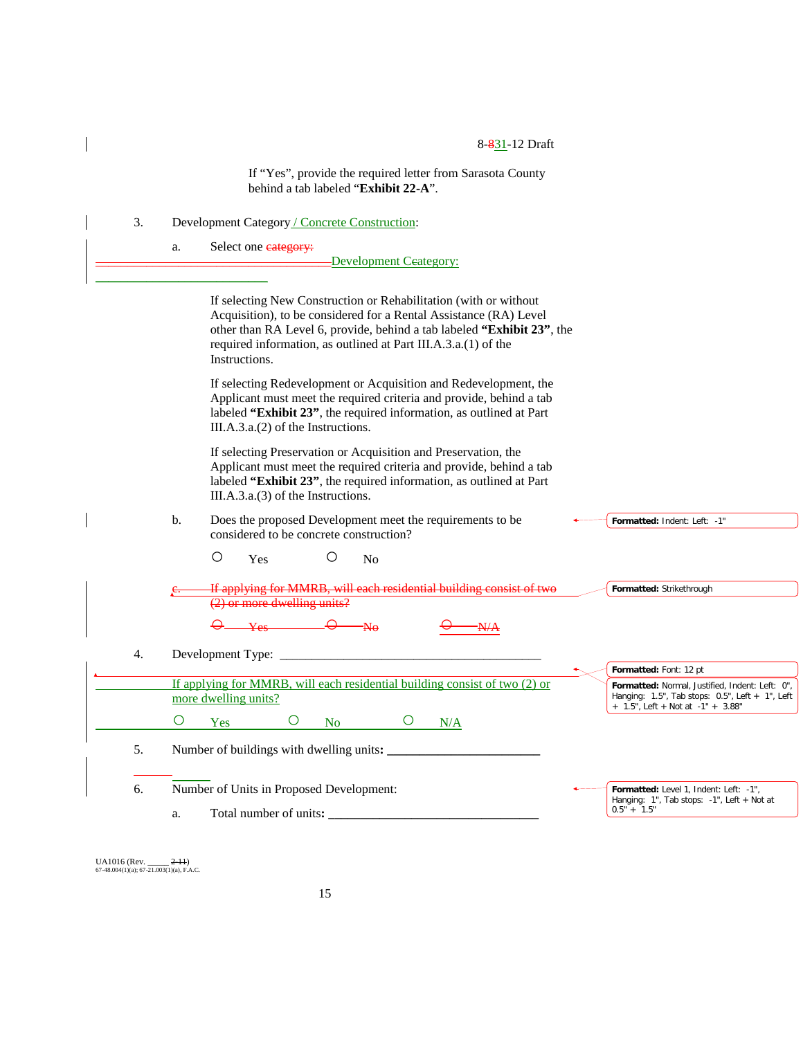If "Yes", provide the required letter from Sarasota County behind a tab labeled "**Exhibit 22-A**".

3. Development Category / Concrete Construction:

   a. Select one ~~category:~~

   Development Category:

   If selecting New Construction or Rehabilitation (with or without Acquisition), to be considered for a Rental Assistance (RA) Level other than RA Level 6, provide, behind a tab labeled **"Exhibit 23"**, the required information, as outlined at Part III.A.3.a.(1) of the Instructions.

   If selecting Redevelopment or Acquisition and Redevelopment, the Applicant must meet the required criteria and provide, behind a tab labeled **"Exhibit 23"**, the required information, as outlined at Part III.A.3.a.(2) of the Instructions.

   If selecting Preservation or Acquisition and Preservation, the Applicant must meet the required criteria and provide, behind a tab labeled **"Exhibit 23"**, the required information, as outlined at Part III.A.3.a.(3) of the Instructions.

   b. Does the proposed Development meet the requirements to be considered to be concrete construction?

   ○ Yes ○ No

   ~~c. If applying for MMRB, will each residential building consist of two (2) or more dwelling units?~~

   ~~○ Yes ○ No ○ N/A~~

4. Development Type: ___________________________________________

   If applying for MMRB, will each residential building consist of two (2) or more dwelling units?

   ○ Yes ○ No ○ N/A

5. Number of buildings with dwelling units**:** ________________________

6. Number of Units in Proposed Development:

   a. Total number of units**:** __________________________________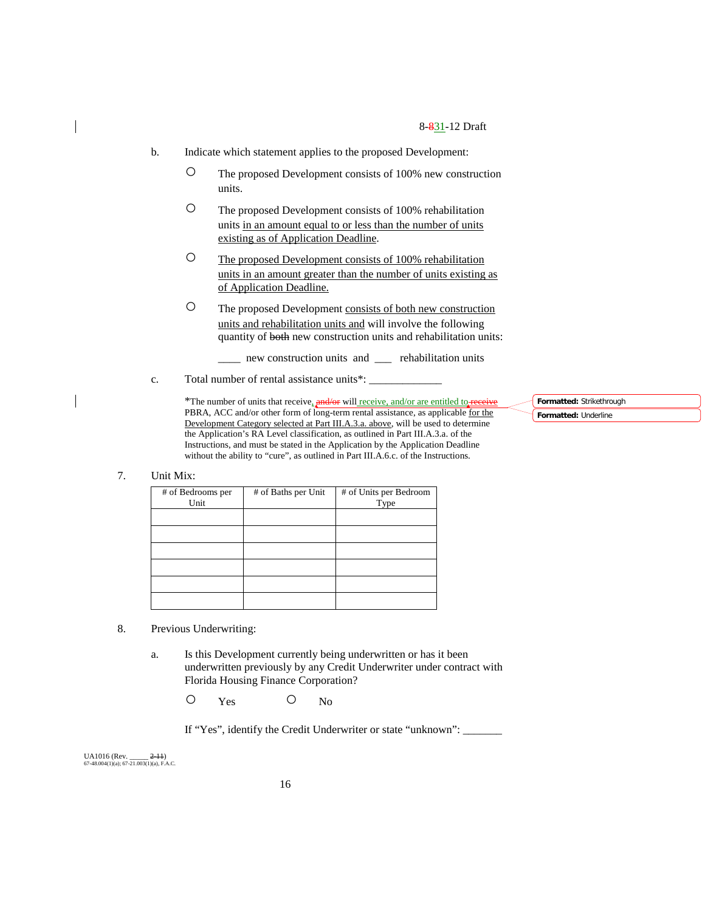b. Indicate which statement applies to the proposed Development:

- ○ The proposed Development consists of 100% new construction units.
- ○ The proposed Development consists of 100% rehabilitation units in an amount equal to or less than the number of units existing as of Application Deadline.
- ○ The proposed Development consists of 100% rehabilitation units in an amount greater than the number of units existing as of Application Deadline.
- ○ The proposed Development consists of both new construction units and rehabilitation units and will involve the following quantity of both new construction units and rehabilitation units:

  ____ new construction units and ___ rehabilitation units

c. Total number of rental assistance units*: _____________

*The number of units that receive, and/or will receive, and/or are entitled to receive PBRA, ACC and/or other form of long-term rental assistance, as applicable for the Development Category selected at Part III.A.3.a. above, will be used to determine the Application's RA Level classification, as outlined in Part III.A.3.a. of the Instructions, and must be stated in the Application by the Application Deadline without the ability to "cure", as outlined in Part III.A.6.c. of the Instructions.

Formatted: Strikethrough

Formatted: Underline

7. Unit Mix:

| # of Bedrooms per Unit | # of Baths per Unit | # of Units per Bedroom Type |
|---|---|---|
| | | |
| | | |
| | | |
| | | |
| | | |
| | | |

8. Previous Underwriting:

a. Is this Development currently being underwritten or has it been underwritten previously by any Credit Underwriter under contract with Florida Housing Finance Corporation?

○ Yes ○ No

If "Yes", identify the Credit Underwriter or state "unknown": _______

UA1016 (Rev. _____ 2-11)
67-48.004(1)(a); 67-21.003(1)(a), F.A.C.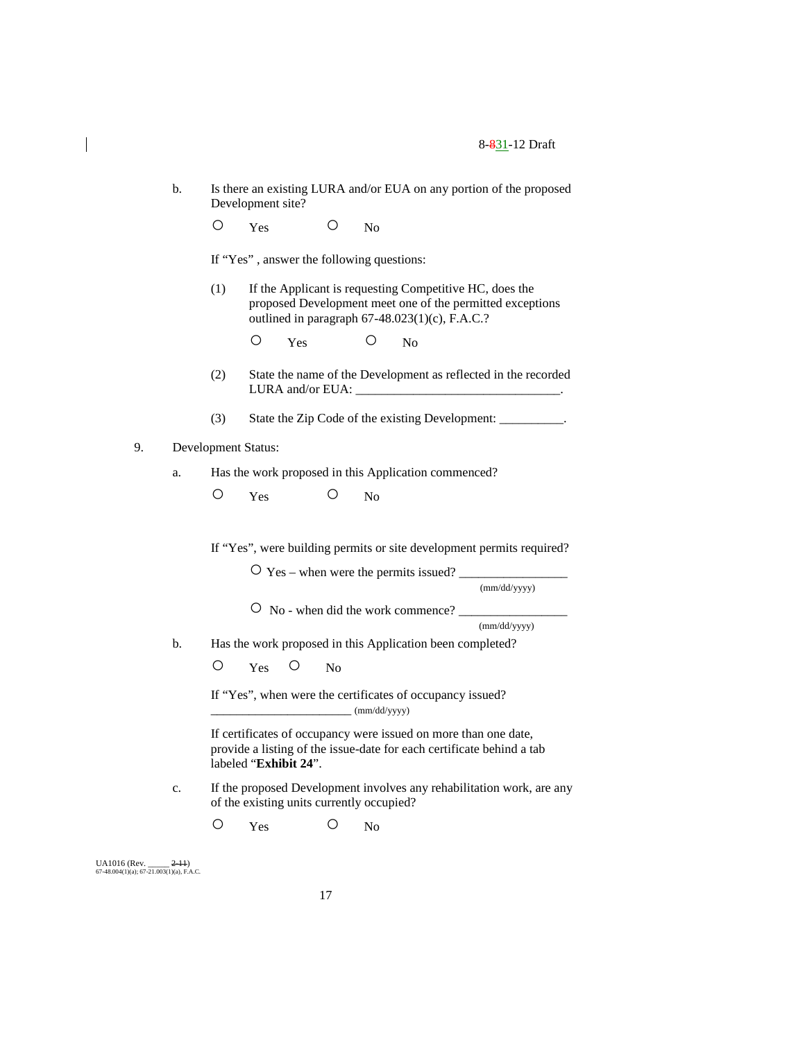b. Is there an existing LURA and/or EUA on any portion of the proposed Development site?

○ Yes ○ No

If "Yes" , answer the following questions:

(1) If the Applicant is requesting Competitive HC, does the proposed Development meet one of the permitted exceptions outlined in paragraph 67-48.023(1)(c), F.A.C.?

○ Yes ○ No

(2) State the name of the Development as reflected in the recorded LURA and/or EUA: ________________________________.

(3) State the Zip Code of the existing Development: __________.

9. Development Status:

a. Has the work proposed in this Application commenced?

○ Yes ○ No

If "Yes", were building permits or site development permits required?

○ Yes – when were the permits issued? ________________ (mm/dd/yyyy)

○ No - when did the work commence? ________________ (mm/dd/yyyy)

b. Has the work proposed in this Application been completed?

○ Yes ○ No

If "Yes", when were the certificates of occupancy issued? _______________________ (mm/dd/yyyy)

If certificates of occupancy were issued on more than one date, provide a listing of the issue-date for each certificate behind a tab labeled "**Exhibit 24**".

c. If the proposed Development involves any rehabilitation work, are any of the existing units currently occupied?

○ Yes ○ No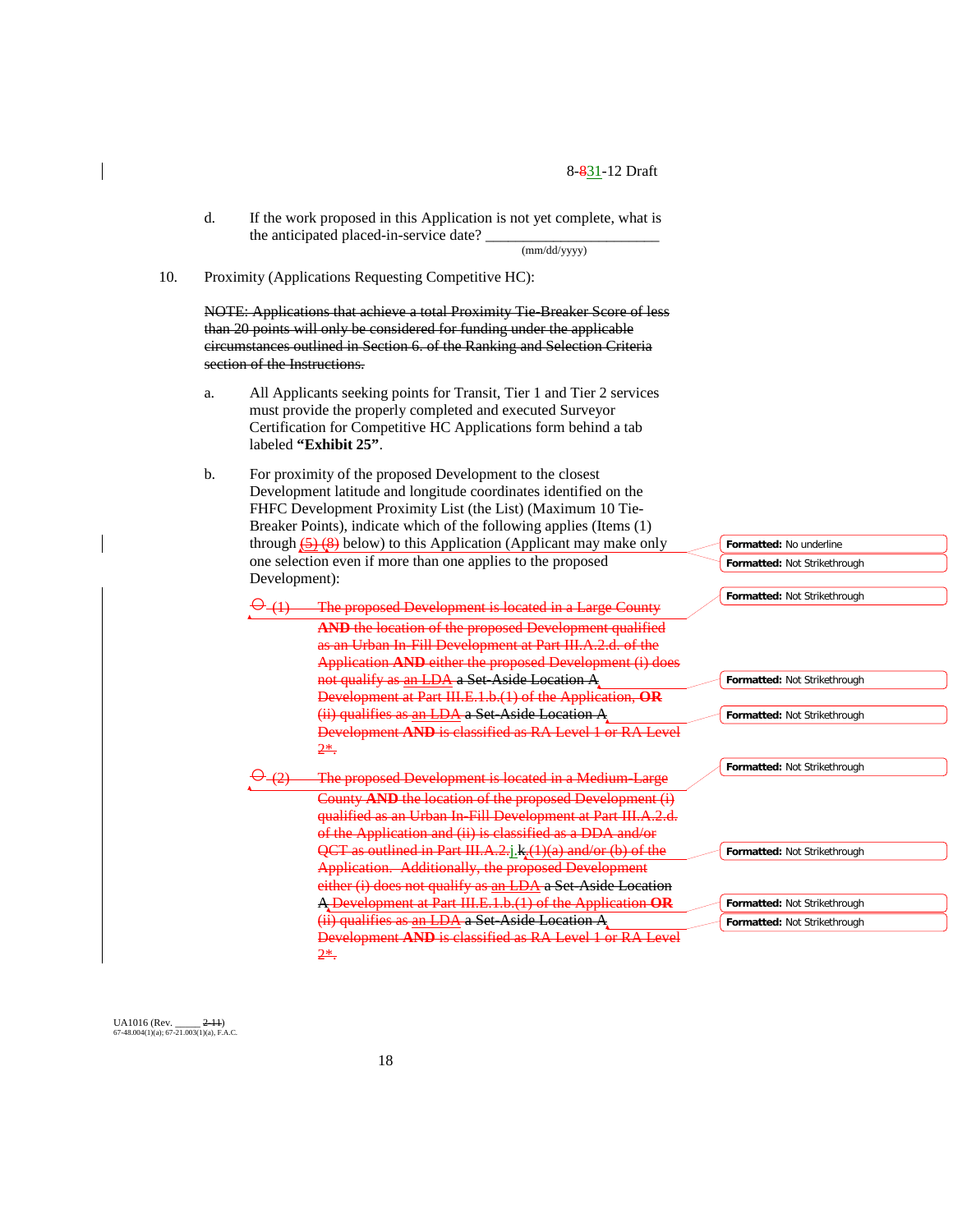d. If the work proposed in this Application is not yet complete, what is the anticipated placed-in-service date? ______________________ (mm/dd/yyyy)

10. Proximity (Applications Requesting Competitive HC):

~~NOTE: Applications that achieve a total Proximity Tie-Breaker Score of less than 20 points will only be considered for funding under the applicable circumstances outlined in Section 6. of the Ranking and Selection Criteria section of the Instructions.~~

a. All Applicants seeking points for Transit, Tier 1 and Tier 2 services must provide the properly completed and executed Surveyor Certification for Competitive HC Applications form behind a tab labeled **"Exhibit 25"**.

b. For proximity of the proposed Development to the closest Development latitude and longitude coordinates identified on the FHFC Development Proximity List (the List) (Maximum 10 Tie-Breaker Points), indicate which of the following applies (Items (1) through ~~(5)~~ (8) below) to this Application (Applicant may make only one selection even if more than one applies to the proposed Development):

~~O (1) The proposed Development is located in a Large County **AND** the location of the proposed Development qualified as an Urban In-Fill Development at Part III.A.2.d. of the Application **AND** either the proposed Development (i) does not qualify as~~ an LDA ~~a Set-Aside Location A Development at Part III.E.1.b.(1) of the Application, **OR** (ii) qualifies as~~ an LDA ~~a Set-Aside Location A Development **AND** is classified as RA Level 1 or RA Level 2\*.~~

~~O (2) The proposed Development is located in a Medium-Large County **AND** the location of the proposed Development (i) qualified as an Urban In-Fill Development at Part III.A.2.d. of the Application and (ii) is classified as a DDA and/or QCT as outlined in Part III.A.2.~~j. ~~k.(1)(a) and/or (b) of the Application. Additionally, the proposed Development either (i) does not qualify as~~ an LDA ~~a Set-Aside Location A Development at Part III.E.1.b.(1) of the Application **OR** (ii) qualifies as~~ an LDA ~~a Set-Aside Location A Development **AND** is classified as RA Level 1 or RA Level 2\*.~~

UA1016 (Rev. _____ ~~2-11~~)
67-48.004(1)(a); 67-21.003(1)(a), F.A.C.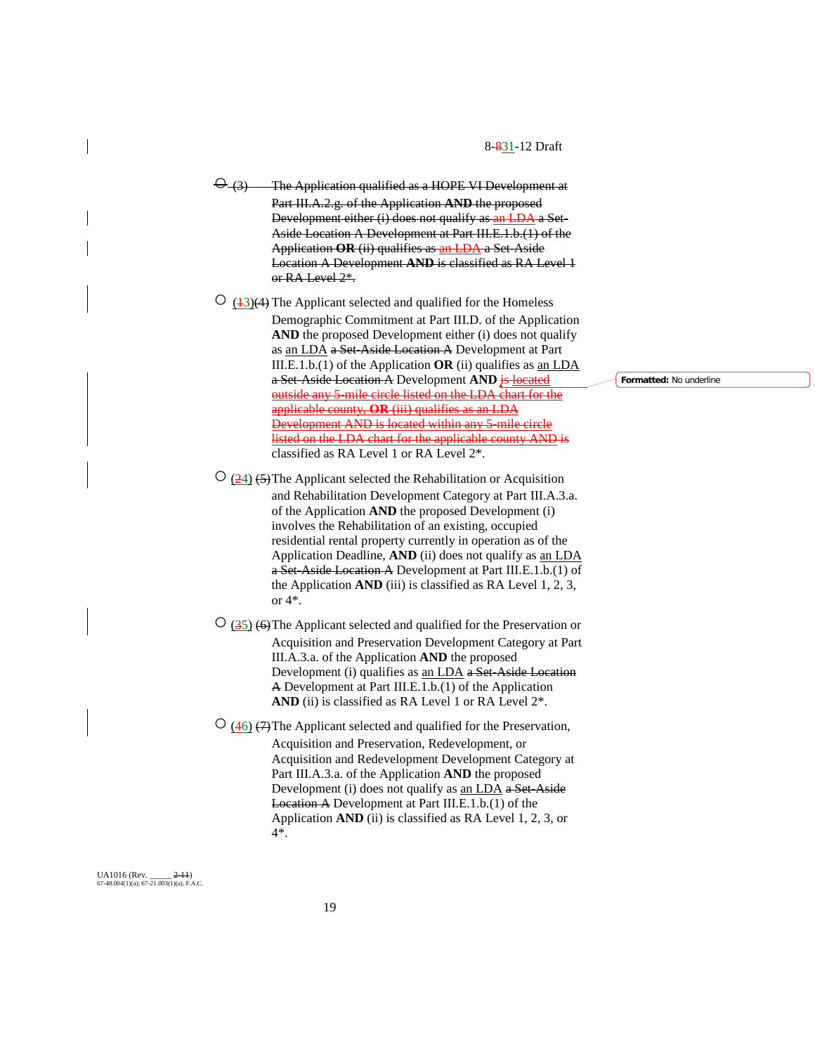○ (3) The Application qualified as a HOPE VI Development at Part III.A.2.g. of the Application **AND** the proposed Development either (i) does not qualify as an LDA a Set-Aside Location A Development at Part III.E.1.b.(1) of the Application **OR** (ii) qualifies as an LDA a Set-Aside Location A Development **AND** is classified as RA Level 1 or RA Level 2*.

○ (13)(4) The Applicant selected and qualified for the Homeless Demographic Commitment at Part III.D. of the Application **AND** the proposed Development either (i) does not qualify as an LDA a Set-Aside Location A Development at Part III.E.1.b.(1) of the Application **OR** (ii) qualifies as an LDA a Set-Aside Location A Development **AND** is located outside any 5-mile circle listed on the LDA chart for the applicable county, **OR** (iii) qualifies as an LDA Development AND is located within any 5-mile circle listed on the LDA chart for the applicable county AND is classified as RA Level 1 or RA Level 2*.

○ (24) (5) The Applicant selected the Rehabilitation or Acquisition and Rehabilitation Development Category at Part III.A.3.a. of the Application **AND** the proposed Development (i) involves the Rehabilitation of an existing, occupied residential rental property currently in operation as of the Application Deadline, **AND** (ii) does not qualify as an LDA a Set-Aside Location A Development at Part III.E.1.b.(1) of the Application **AND** (iii) is classified as RA Level 1, 2, 3, or 4*.

○ (35) (6) The Applicant selected and qualified for the Preservation or Acquisition and Preservation Development Category at Part III.A.3.a. of the Application **AND** the proposed Development (i) qualifies as an LDA a Set-Aside Location A Development at Part III.E.1.b.(1) of the Application **AND** (ii) is classified as RA Level 1 or RA Level 2*.

○ (46) (7) The Applicant selected and qualified for the Preservation, Acquisition and Preservation, Redevelopment, or Acquisition and Redevelopment Development Category at Part III.A.3.a. of the Application **AND** the proposed Development (i) does not qualify as an LDA a Set-Aside Location A Development at Part III.E.1.b.(1) of the Application **AND** (ii) is classified as RA Level 1, 2, 3, or 4*.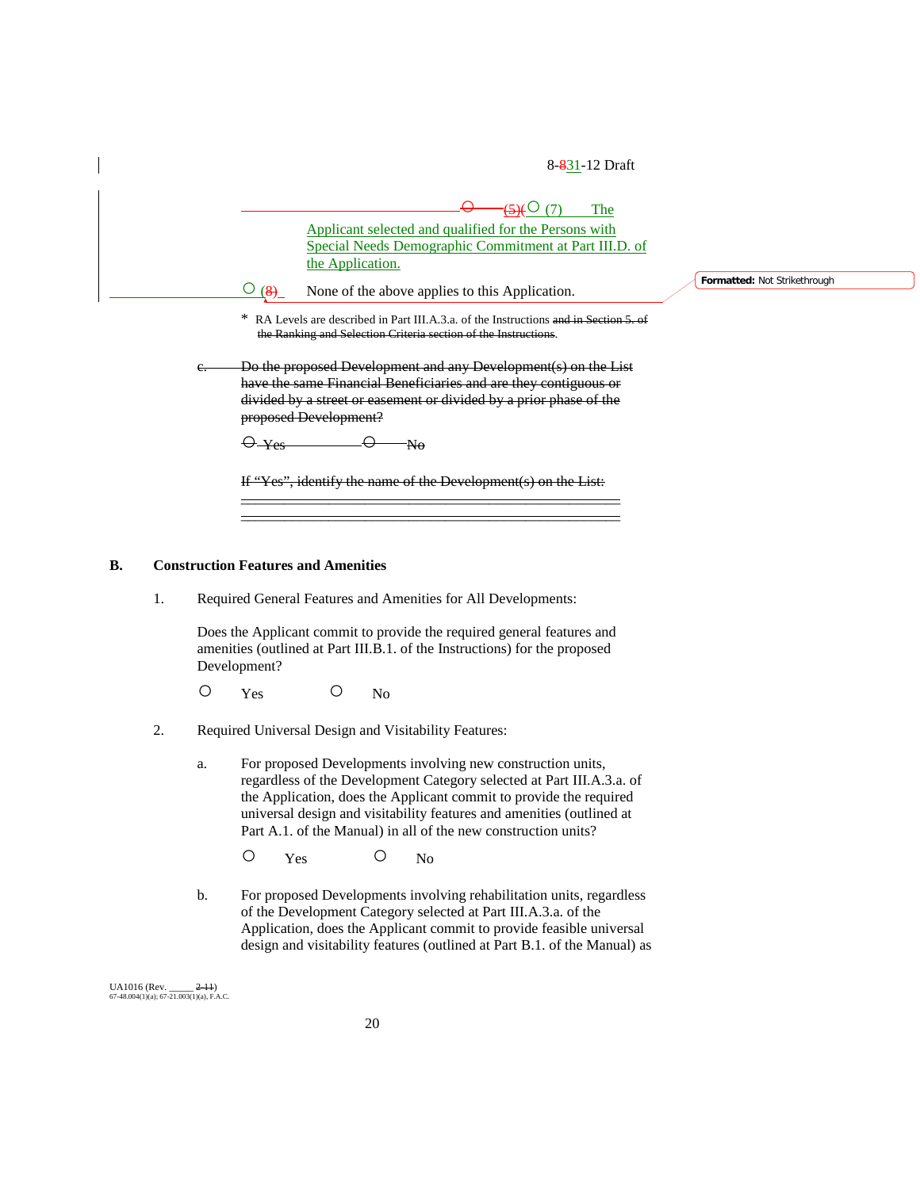○ (7) The Applicant selected and qualified for the Persons with Special Needs Demographic Commitment at Part III.D. of the Application.

○ None of the above applies to this Application.

\* RA Levels are described in Part III.A.3.a. of the Instructions.

## B. Construction Features and Amenities

1. Required General Features and Amenities for All Developments:

   Does the Applicant commit to provide the required general features and amenities (outlined at Part III.B.1. of the Instructions) for the proposed Development?

   ○ Yes ○ No

2. Required Universal Design and Visitability Features:

   a. For proposed Developments involving new construction units, regardless of the Development Category selected at Part III.A.3.a. of the Application, does the Applicant commit to provide the required universal design and visitability features and amenities (outlined at Part A.1. of the Manual) in all of the new construction units?

      ○ Yes ○ No

   b. For proposed Developments involving rehabilitation units, regardless of the Development Category selected at Part III.A.3.a. of the Application, does the Applicant commit to provide feasible universal design and visitability features (outlined at Part B.1. of the Manual) as

UA1016 (Rev. _____)
67-48.004(1)(a); 67-21.003(1)(a), F.A.C.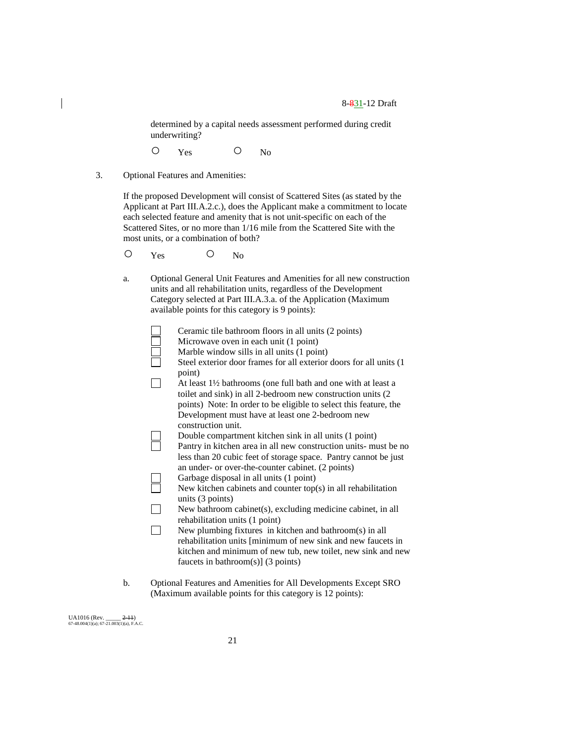determined by a capital needs assessment performed during credit underwriting?

○ Yes ○ No

3. Optional Features and Amenities:

If the proposed Development will consist of Scattered Sites (as stated by the Applicant at Part III.A.2.c.), does the Applicant make a commitment to locate each selected feature and amenity that is not unit-specific on each of the Scattered Sites, or no more than 1/16 mile from the Scattered Site with the most units, or a combination of both?

○ Yes ○ No

a. Optional General Unit Features and Amenities for all new construction units and all rehabilitation units, regardless of the Development Category selected at Part III.A.3.a. of the Application (Maximum available points for this category is 9 points):

- ☐ Ceramic tile bathroom floors in all units (2 points)
- ☐ Microwave oven in each unit (1 point)
- ☐ Marble window sills in all units (1 point)
- ☐ Steel exterior door frames for all exterior doors for all units (1 point)
- ☐ At least 1½ bathrooms (one full bath and one with at least a toilet and sink) in all 2-bedroom new construction units (2 points) Note: In order to be eligible to select this feature, the Development must have at least one 2-bedroom new construction unit.
- ☐ Double compartment kitchen sink in all units (1 point)
- ☐ Pantry in kitchen area in all new construction units- must be no less than 20 cubic feet of storage space. Pantry cannot be just an under- or over-the-counter cabinet. (2 points)
- ☐ Garbage disposal in all units (1 point)
- ☐ New kitchen cabinets and counter top(s) in all rehabilitation units (3 points)
- ☐ New bathroom cabinet(s), excluding medicine cabinet, in all rehabilitation units (1 point)
- ☐ New plumbing fixtures in kitchen and bathroom(s) in all rehabilitation units [minimum of new sink and new faucets in kitchen and minimum of new tub, new toilet, new sink and new faucets in bathroom(s)] (3 points)

b. Optional Features and Amenities for All Developments Except SRO (Maximum available points for this category is 12 points):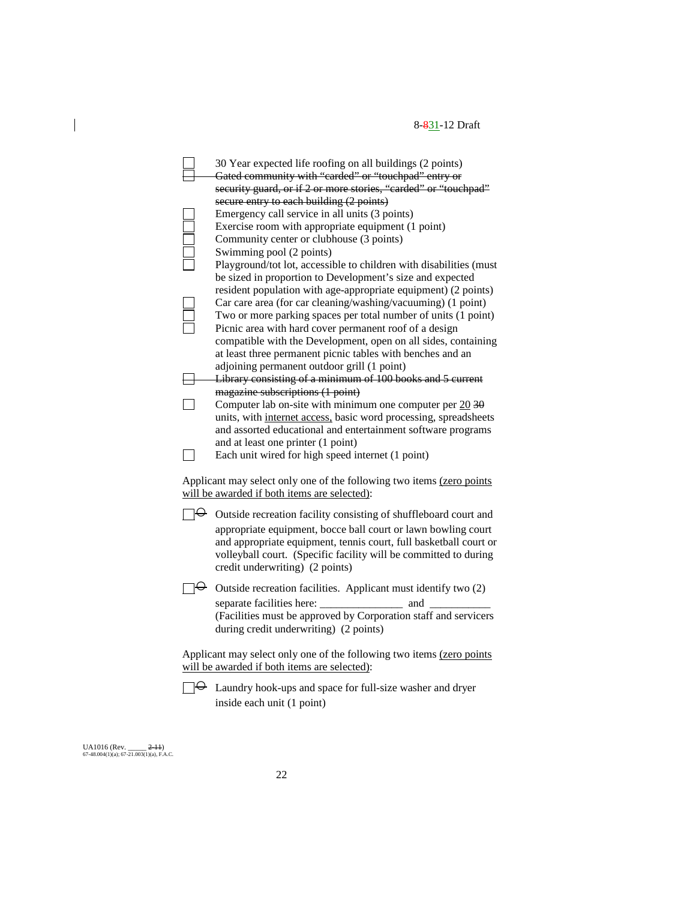- ☐ 30 Year expected life roofing on all buildings (2 points)
- ☐ ~~Gated community with "carded" or "touchpad" entry or security guard, or if 2 or more stories, "carded" or "touchpad" secure entry to each building (2 points)~~
- ☐ Emergency call service in all units (3 points)
- ☐ Exercise room with appropriate equipment (1 point)
- ☐ Community center or clubhouse (3 points)
- ☐ Swimming pool (2 points)
- ☐ Playground/tot lot, accessible to children with disabilities (must be sized in proportion to Development's size and expected resident population with age-appropriate equipment) (2 points)
- ☐ Car care area (for car cleaning/washing/vacuuming) (1 point)
- ☐ Two or more parking spaces per total number of units (1 point)
- ☐ Picnic area with hard cover permanent roof of a design compatible with the Development, open on all sides, containing at least three permanent picnic tables with benches and an adjoining permanent outdoor grill (1 point)
- ☐ ~~Library consisting of a minimum of 100 books and 5 current magazine subscriptions (1 point)~~
- ☐ Computer lab on-site with minimum one computer per <u>20</u> ~~30~~ units, with <u>internet access,</u> basic word processing, spreadsheets and assorted educational and entertainment software programs and at least one printer (1 point)
- ☐ Each unit wired for high speed internet (1 point)

Applicant may select only one of the following two items <u>(zero points will be awarded if both items are selected)</u>:

- ☐ ~~O~~ Outside recreation facility consisting of shuffleboard court and appropriate equipment, bocce ball court or lawn bowling court and appropriate equipment, tennis court, full basketball court or volleyball court. (Specific facility will be committed to during credit underwriting) (2 points)
- ☐ ~~O~~ Outside recreation facilities. Applicant must identify two (2) separate facilities here: _______________ and ___________ (Facilities must be approved by Corporation staff and servicers during credit underwriting) (2 points)

Applicant may select only one of the following two items <u>(zero points will be awarded if both items are selected)</u>:

- ☐ ~~O~~ Laundry hook-ups and space for full-size washer and dryer inside each unit (1 point)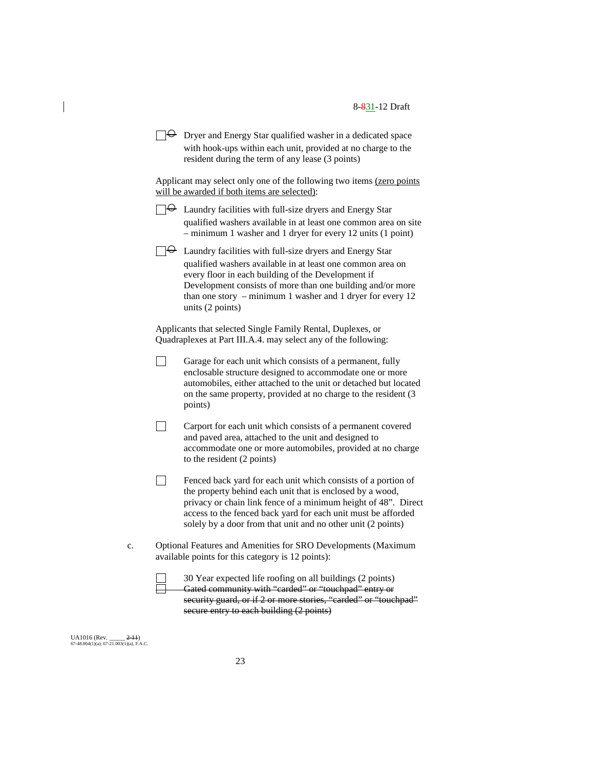☐ ~~O~~ Dryer and Energy Star qualified washer in a dedicated space with hook-ups within each unit, provided at no charge to the resident during the term of any lease (3 points)

Applicant may select only one of the following two items (zero points will be awarded if both items are selected):

☐ ~~O~~ Laundry facilities with full-size dryers and Energy Star qualified washers available in at least one common area on site – minimum 1 washer and 1 dryer for every 12 units (1 point)

☐ ~~O~~ Laundry facilities with full-size dryers and Energy Star qualified washers available in at least one common area on every floor in each building of the Development if Development consists of more than one building and/or more than one story – minimum 1 washer and 1 dryer for every 12 units (2 points)

Applicants that selected Single Family Rental, Duplexes, or Quadraplexes at Part III.A.4. may select any of the following:

☐ Garage for each unit which consists of a permanent, fully enclosable structure designed to accommodate one or more automobiles, either attached to the unit or detached but located on the same property, provided at no charge to the resident (3 points)

☐ Carport for each unit which consists of a permanent covered and paved area, attached to the unit and designed to accommodate one or more automobiles, provided at no charge to the resident (2 points)

☐ Fenced back yard for each unit which consists of a portion of the property behind each unit that is enclosed by a wood, privacy or chain link fence of a minimum height of 48". Direct access to the fenced back yard for each unit must be afforded solely by a door from that unit and no other unit (2 points)

c. Optional Features and Amenities for SRO Developments (Maximum available points for this category is 12 points):

☐ 30 Year expected life roofing on all buildings (2 points)

~~☐ Gated community with "carded" or "touchpad" entry or security guard, or if 2 or more stories, "carded" or "touchpad" secure entry to each building (2 points)~~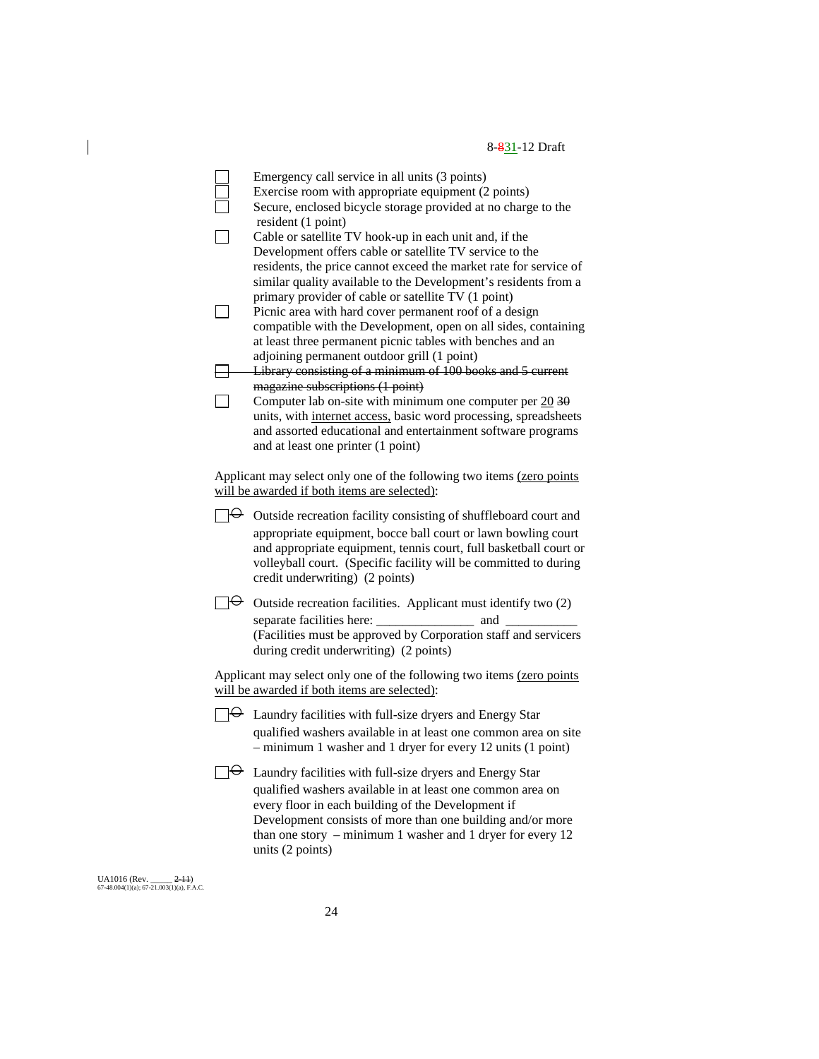- ☐ Emergency call service in all units (3 points)
- ☐ Exercise room with appropriate equipment (2 points)
- ☐ Secure, enclosed bicycle storage provided at no charge to the resident (1 point)
- ☐ Cable or satellite TV hook-up in each unit and, if the Development offers cable or satellite TV service to the residents, the price cannot exceed the market rate for service of similar quality available to the Development's residents from a primary provider of cable or satellite TV (1 point)
- ☐ Picnic area with hard cover permanent roof of a design compatible with the Development, open on all sides, containing at least three permanent picnic tables with benches and an adjoining permanent outdoor grill (1 point)
- ☐ ~~Library consisting of a minimum of 100 books and 5 current magazine subscriptions (1 point)~~
- ☐ Computer lab on-site with minimum one computer per <u>20</u> ~~30~~ units, with <u>internet access,</u> basic word processing, spreadsheets and assorted educational and entertainment software programs and at least one printer (1 point)

Applicant may select only one of the following two items <u>(zero points will be awarded if both items are selected)</u>:

- ☐ ~~O~~ Outside recreation facility consisting of shuffleboard court and appropriate equipment, bocce ball court or lawn bowling court and appropriate equipment, tennis court, full basketball court or volleyball court. (Specific facility will be committed to during credit underwriting) (2 points)
- ☐ ~~O~~ Outside recreation facilities. Applicant must identify two (2) separate facilities here: _______________ and ___________ (Facilities must be approved by Corporation staff and servicers during credit underwriting) (2 points)

Applicant may select only one of the following two items <u>(zero points will be awarded if both items are selected)</u>:

- ☐ ~~O~~ Laundry facilities with full-size dryers and Energy Star qualified washers available in at least one common area on site – minimum 1 washer and 1 dryer for every 12 units (1 point)
- ☐ ~~O~~ Laundry facilities with full-size dryers and Energy Star qualified washers available in at least one common area on every floor in each building of the Development if Development consists of more than one building and/or more than one story – minimum 1 washer and 1 dryer for every 12 units (2 points)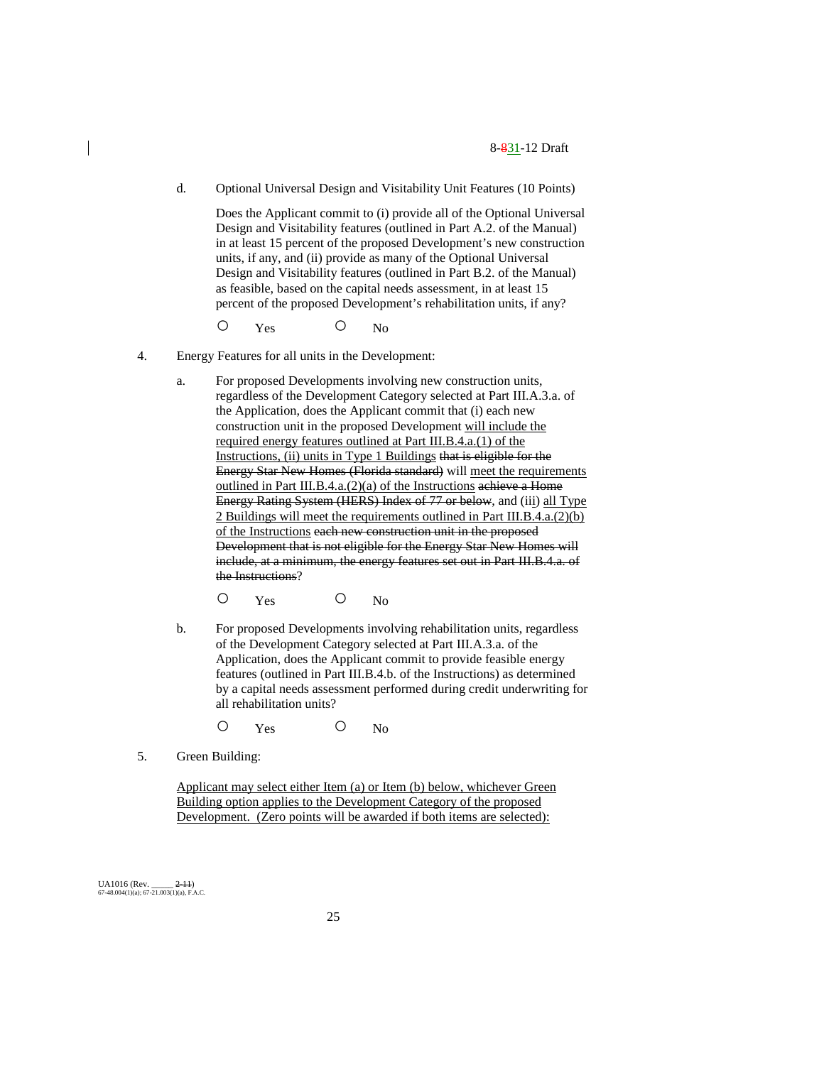d. Optional Universal Design and Visitability Unit Features (10 Points)

Does the Applicant commit to (i) provide all of the Optional Universal Design and Visitability features (outlined in Part A.2. of the Manual) in at least 15 percent of the proposed Development's new construction units, if any, and (ii) provide as many of the Optional Universal Design and Visitability features (outlined in Part B.2. of the Manual) as feasible, based on the capital needs assessment, in at least 15 percent of the proposed Development's rehabilitation units, if any?

○ Yes ○ No

4. Energy Features for all units in the Development:

a. For proposed Developments involving new construction units, regardless of the Development Category selected at Part III.A.3.a. of the Application, does the Applicant commit that (i) each new construction unit in the proposed Development <u>will include the required energy features outlined at Part III.B.4.a.(1) of the Instructions, (ii) units in Type 1 Buildings</u> ~~that is eligible for the Energy Star New Homes (Florida standard)~~ will <u>meet the requirements outlined in Part III.B.4.a.(2)(a) of the Instructions</u> ~~achieve a Home Energy Rating System (HERS) Index of 77 or below~~, and (i<u>ii</u>) <u>all Type 2 Buildings will meet the requirements outlined in Part III.B.4.a.(2)(b) of the Instructions</u> ~~each new construction unit in the proposed Development that is not eligible for the Energy Star New Homes will include, at a minimum, the energy features set out in Part III.B.4.a. of the Instructions~~?

○ Yes ○ No

b. For proposed Developments involving rehabilitation units, regardless of the Development Category selected at Part III.A.3.a. of the Application, does the Applicant commit to provide feasible energy features (outlined in Part III.B.4.b. of the Instructions) as determined by a capital needs assessment performed during credit underwriting for all rehabilitation units?

○ Yes ○ No

5. Green Building:

<u>Applicant may select either Item (a) or Item (b) below, whichever Green Building option applies to the Development Category of the proposed Development. (Zero points will be awarded if both items are selected):</u>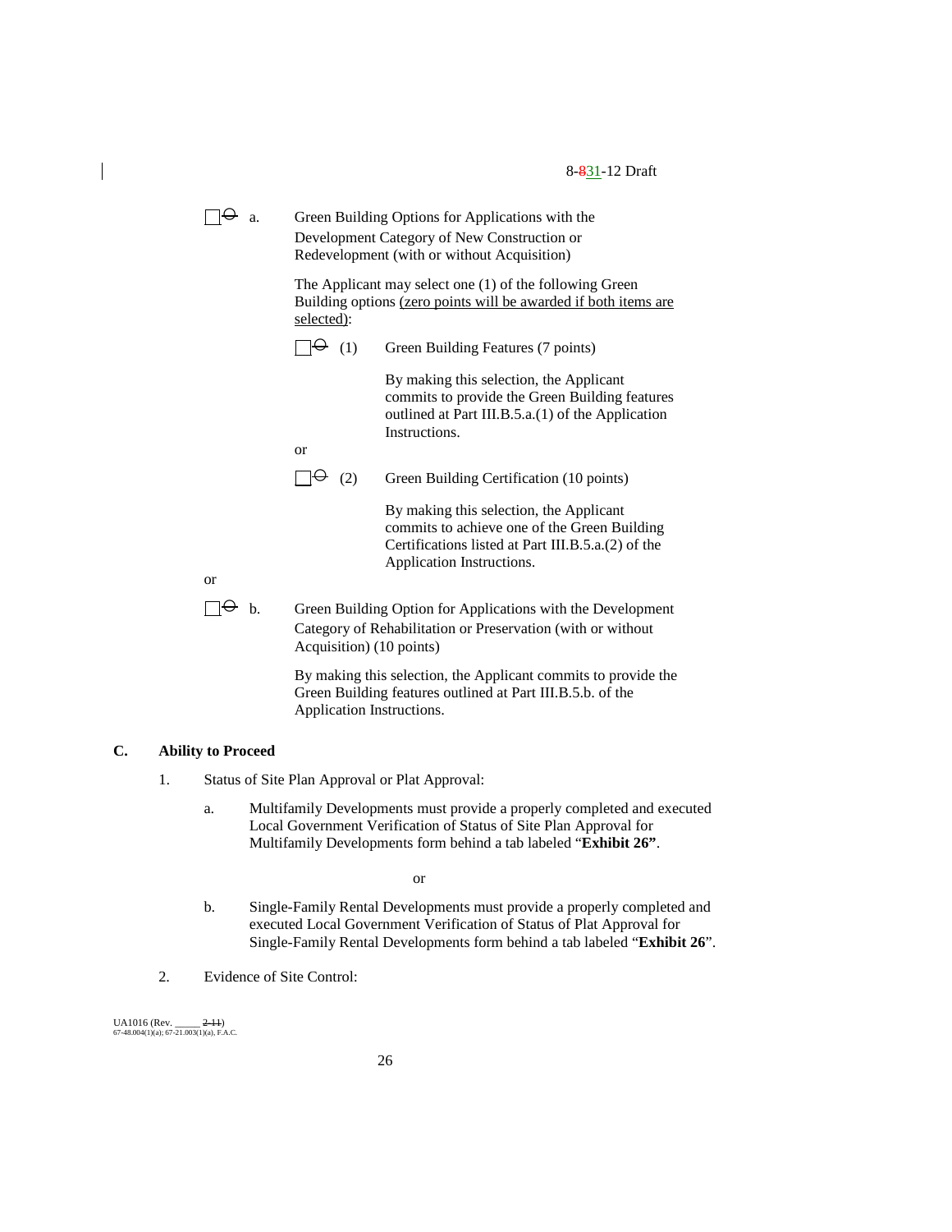☐ a. Green Building Options for Applications with the Development Category of New Construction or Redevelopment (with or without Acquisition)

The Applicant may select one (1) of the following Green Building options (zero points will be awarded if both items are selected):

☐ (1) Green Building Features (7 points)

By making this selection, the Applicant commits to provide the Green Building features outlined at Part III.B.5.a.(1) of the Application Instructions.

or

☐ (2) Green Building Certification (10 points)

By making this selection, the Applicant commits to achieve one of the Green Building Certifications listed at Part III.B.5.a.(2) of the Application Instructions.

or

☐ b. Green Building Option for Applications with the Development Category of Rehabilitation or Preservation (with or without Acquisition) (10 points)

By making this selection, the Applicant commits to provide the Green Building features outlined at Part III.B.5.b. of the Application Instructions.

## C. Ability to Proceed

1. Status of Site Plan Approval or Plat Approval:

   a. Multifamily Developments must provide a properly completed and executed Local Government Verification of Status of Site Plan Approval for Multifamily Developments form behind a tab labeled "**Exhibit 26"**.

   or

   b. Single-Family Rental Developments must provide a properly completed and executed Local Government Verification of Status of Plat Approval for Single-Family Rental Developments form behind a tab labeled "**Exhibit 26**".

2. Evidence of Site Control: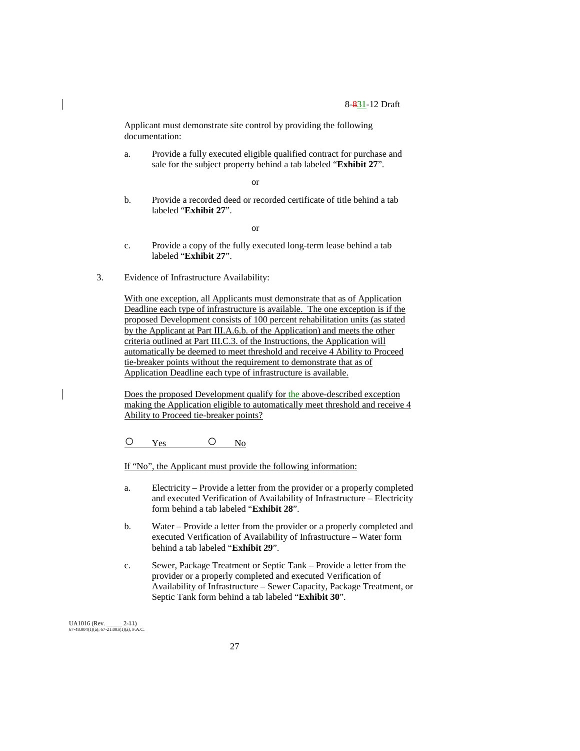Applicant must demonstrate site control by providing the following documentation:

a. Provide a fully executed eligible ~~qualified~~ contract for purchase and sale for the subject property behind a tab labeled "**Exhibit 27**".

or

b. Provide a recorded deed or recorded certificate of title behind a tab labeled "**Exhibit 27**".

or

c. Provide a copy of the fully executed long-term lease behind a tab labeled "**Exhibit 27**".

3. Evidence of Infrastructure Availability:

With one exception, all Applicants must demonstrate that as of Application Deadline each type of infrastructure is available. The one exception is if the proposed Development consists of 100 percent rehabilitation units (as stated by the Applicant at Part III.A.6.b. of the Application) and meets the other criteria outlined at Part III.C.3. of the Instructions, the Application will automatically be deemed to meet threshold and receive 4 Ability to Proceed tie-breaker points without the requirement to demonstrate that as of Application Deadline each type of infrastructure is available.

Does the proposed Development qualify for the above-described exception making the Application eligible to automatically meet threshold and receive 4 Ability to Proceed tie-breaker points?

○ Yes ○ No

If "No", the Applicant must provide the following information:

a. Electricity – Provide a letter from the provider or a properly completed and executed Verification of Availability of Infrastructure – Electricity form behind a tab labeled "**Exhibit 28**".

b. Water – Provide a letter from the provider or a properly completed and executed Verification of Availability of Infrastructure – Water form behind a tab labeled "**Exhibit 29**".

c. Sewer, Package Treatment or Septic Tank – Provide a letter from the provider or a properly completed and executed Verification of Availability of Infrastructure – Sewer Capacity, Package Treatment, or Septic Tank form behind a tab labeled "**Exhibit 30**".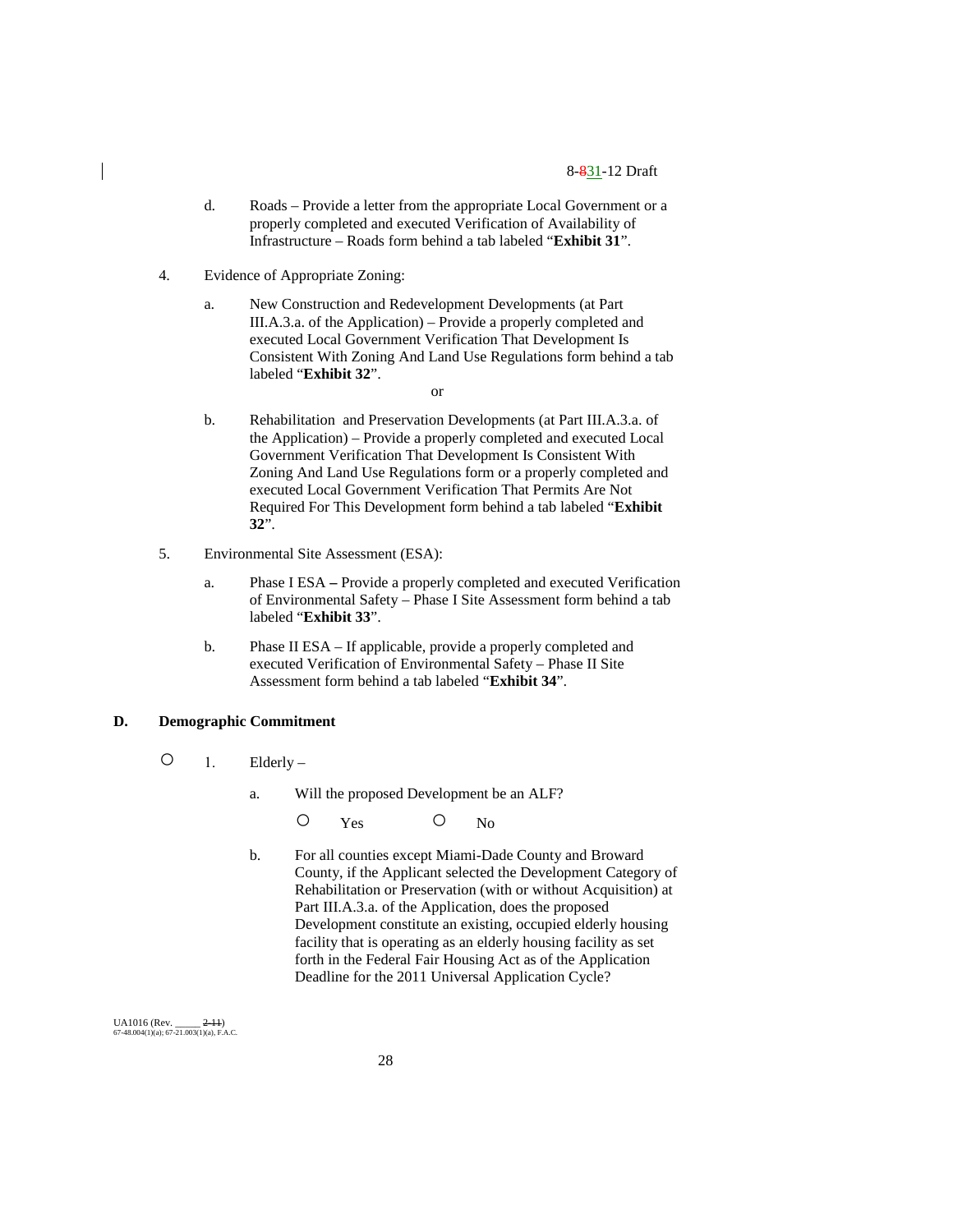d. Roads – Provide a letter from the appropriate Local Government or a properly completed and executed Verification of Availability of Infrastructure – Roads form behind a tab labeled "**Exhibit 31**".

4. Evidence of Appropriate Zoning:

   a. New Construction and Redevelopment Developments (at Part III.A.3.a. of the Application) – Provide a properly completed and executed Local Government Verification That Development Is Consistent With Zoning And Land Use Regulations form behind a tab labeled "**Exhibit 32**".

   or

   b. Rehabilitation and Preservation Developments (at Part III.A.3.a. of the Application) – Provide a properly completed and executed Local Government Verification That Development Is Consistent With Zoning And Land Use Regulations form or a properly completed and executed Local Government Verification That Permits Are Not Required For This Development form behind a tab labeled "**Exhibit 32**".

5. Environmental Site Assessment (ESA):

   a. Phase I ESA **–** Provide a properly completed and executed Verification of Environmental Safety – Phase I Site Assessment form behind a tab labeled "**Exhibit 33**".

   b. Phase II ESA – If applicable, provide a properly completed and executed Verification of Environmental Safety – Phase II Site Assessment form behind a tab labeled "**Exhibit 34**".

## D. Demographic Commitment

○ 1. Elderly –

   a. Will the proposed Development be an ALF?

   ○ Yes ○ No

   b. For all counties except Miami-Dade County and Broward County, if the Applicant selected the Development Category of Rehabilitation or Preservation (with or without Acquisition) at Part III.A.3.a. of the Application, does the proposed Development constitute an existing, occupied elderly housing facility that is operating as an elderly housing facility as set forth in the Federal Fair Housing Act as of the Application Deadline for the 2011 Universal Application Cycle?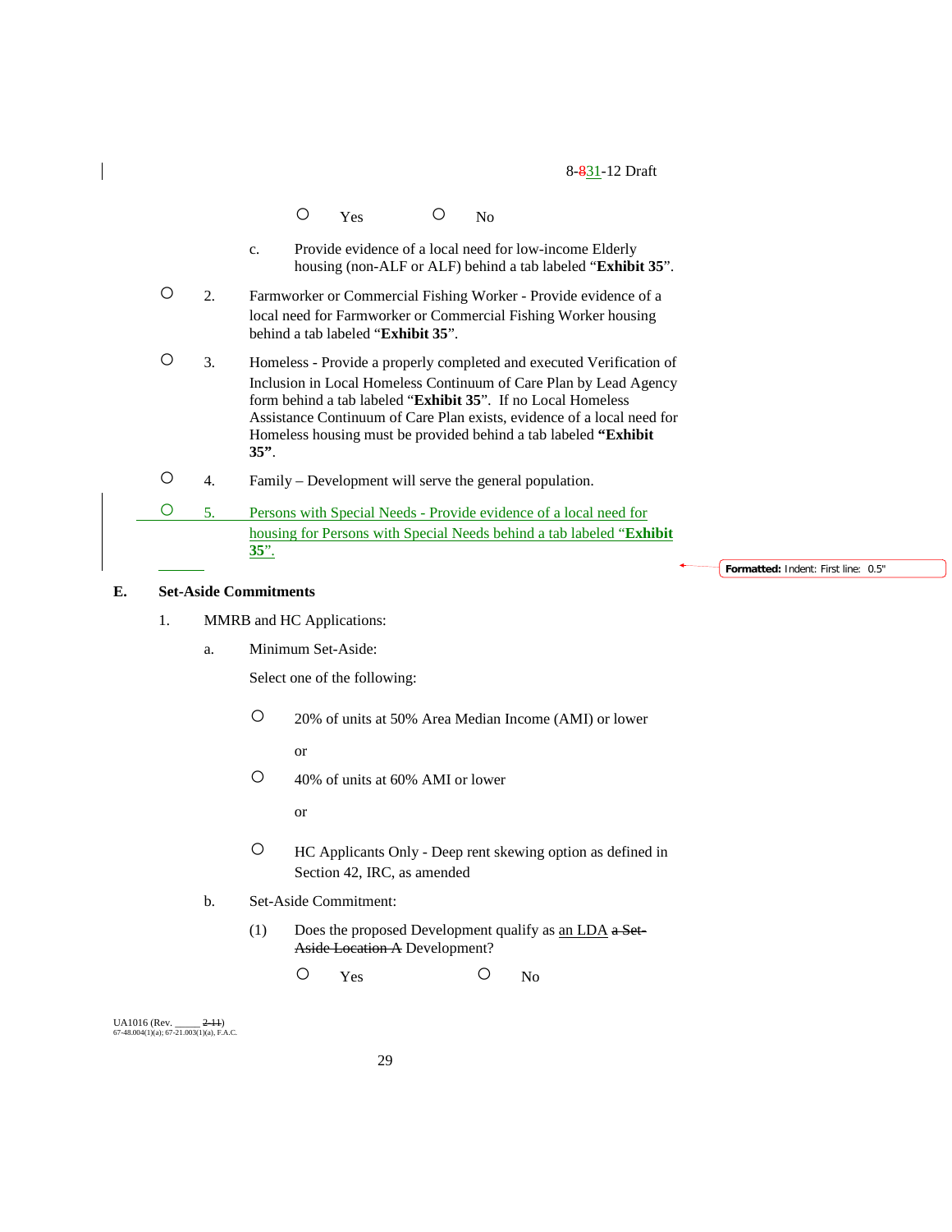○ Yes ○ No

c. Provide evidence of a local need for low-income Elderly housing (non-ALF or ALF) behind a tab labeled "**Exhibit 35**".

○ 2. Farmworker or Commercial Fishing Worker - Provide evidence of a local need for Farmworker or Commercial Fishing Worker housing behind a tab labeled "**Exhibit 35**".

○ 3. Homeless - Provide a properly completed and executed Verification of Inclusion in Local Homeless Continuum of Care Plan by Lead Agency form behind a tab labeled "**Exhibit 35**". If no Local Homeless Assistance Continuum of Care Plan exists, evidence of a local need for Homeless housing must be provided behind a tab labeled **"Exhibit 35"**.

○ 4. Family – Development will serve the general population.

○ 5. Persons with Special Needs - Provide evidence of a local need for housing for Persons with Special Needs behind a tab labeled "**Exhibit 35**".

## E. Set-Aside Commitments

1. MMRB and HC Applications:

   a. Minimum Set-Aside:

   Select one of the following:

   ○ 20% of units at 50% Area Median Income (AMI) or lower

   or

   ○ 40% of units at 60% AMI or lower

   or

   ○ HC Applicants Only - Deep rent skewing option as defined in Section 42, IRC, as amended

   b. Set-Aside Commitment:

   (1) Does the proposed Development qualify as an LDA ~~a Set-Aside Location A~~ Development?

   ○ Yes ○ No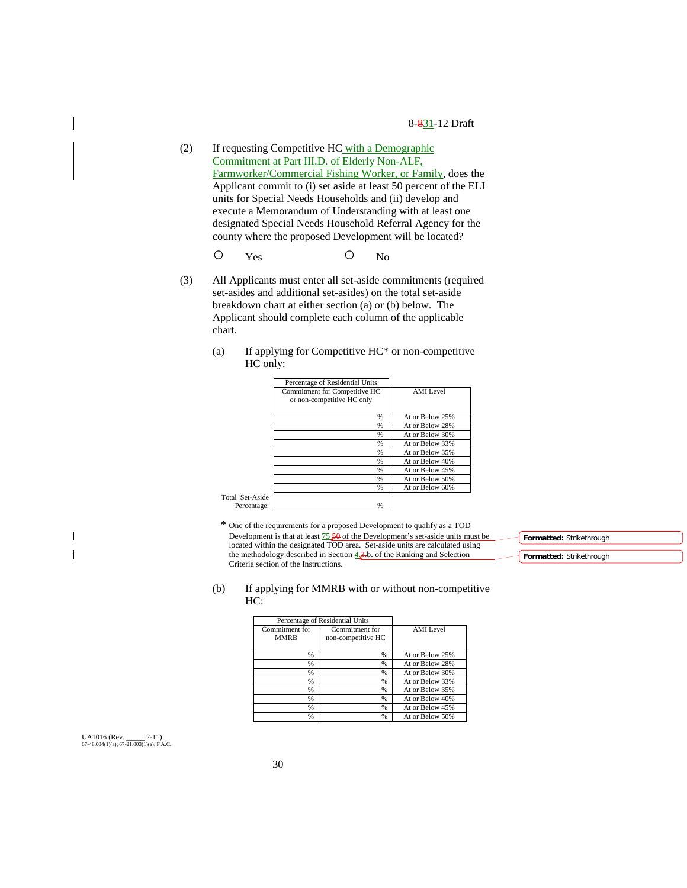(2) If requesting Competitive HC with a Demographic Commitment at Part III.D. of Elderly Non-ALF, Farmworker/Commercial Fishing Worker, or Family, does the Applicant commit to (i) set aside at least 50 percent of the ELI units for Special Needs Households and (ii) develop and execute a Memorandum of Understanding with at least one designated Special Needs Household Referral Agency for the county where the proposed Development will be located?

○ Yes ○ No

(3) All Applicants must enter all set-aside commitments (required set-asides and additional set-asides) on the total set-aside breakdown chart at either section (a) or (b) below. The Applicant should complete each column of the applicable chart.

(a) If applying for Competitive HC* or non-competitive HC only:

| Percentage of Residential Units Commitment for Competitive HC or non-competitive HC only | AMI Level |
|---|---|
| % | At or Below 25% |
| % | At or Below 28% |
| % | At or Below 30% |
| % | At or Below 33% |
| % | At or Below 35% |
| % | At or Below 40% |
| % | At or Below 45% |
| % | At or Below 50% |
| % | At or Below 60% |
| Total Set-Aside Percentage: % | |

\* One of the requirements for a proposed Development to qualify as a TOD Development is that at least 75 50 of the Development's set-aside units must be located within the designated TOD area. Set-aside units are calculated using the methodology described in Section 4.3.b. of the Ranking and Selection Criteria section of the Instructions.

(b) If applying for MMRB with or without non-competitive HC:

| Percentage of Residential Units | | |
|---|---|---|
| Commitment for MMRB | Commitment for non-competitive HC | AMI Level |
| % | % | At or Below 25% |
| % | % | At or Below 28% |
| % | % | At or Below 30% |
| % | % | At or Below 33% |
| % | % | At or Below 35% |
| % | % | At or Below 40% |
| % | % | At or Below 45% |
| % | % | At or Below 50% |

UA1016 (Rev. _____ 2-11)
67-48.004(1)(a); 67-21.003(1)(a), F.A.C.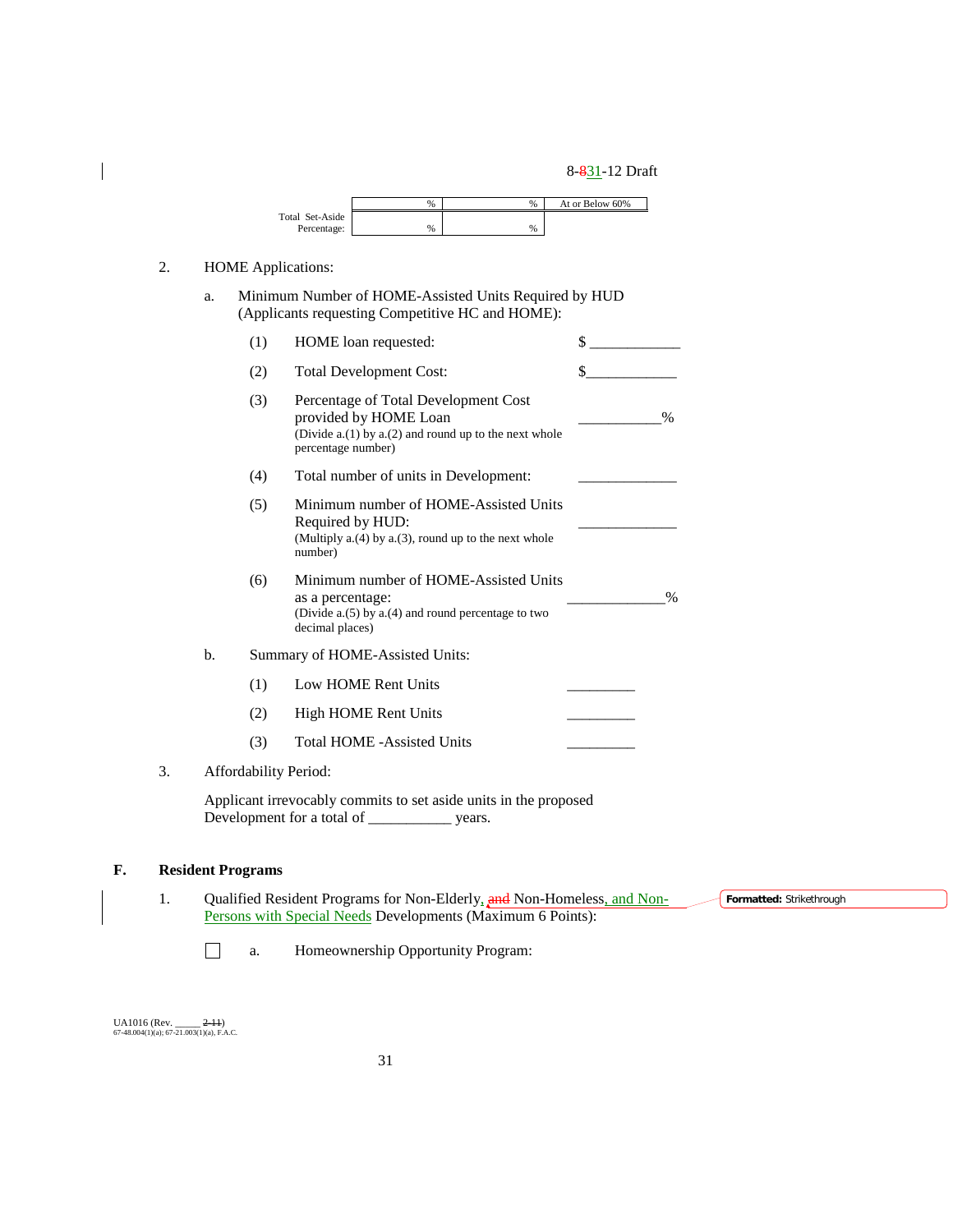| | % | % | At or Below 60% |
|---|---|---|---|
| Total Set-Aside Percentage: | % | % | |

2. HOME Applications:

   a. Minimum Number of HOME-Assisted Units Required by HUD (Applicants requesting Competitive HC and HOME):

      (1) HOME loan requested: $ ____________

      (2) Total Development Cost: $____________

      (3) Percentage of Total Development Cost provided by HOME Loan ___________%
      (Divide a.(1) by a.(2) and round up to the next whole percentage number)

      (4) Total number of units in Development: _____________

      (5) Minimum number of HOME-Assisted Units Required by HUD: _____________
      (Multiply a.(4) by a.(3), round up to the next whole number)

      (6) Minimum number of HOME-Assisted Units as a percentage: _____________%
      (Divide a.(5) by a.(4) and round percentage to two decimal places)

   b. Summary of HOME-Assisted Units:

      (1) Low HOME Rent Units _________

      (2) High HOME Rent Units _________

      (3) Total HOME -Assisted Units _________

3. Affordability Period:

   Applicant irrevocably commits to set aside units in the proposed Development for a total of ___________ years.

## F. Resident Programs

1. Qualified Resident Programs for Non-Elderly, ~~and~~ Non-Homeless, and Non-Persons with Special Needs Developments (Maximum 6 Points):

   ☐ a. Homeownership Opportunity Program: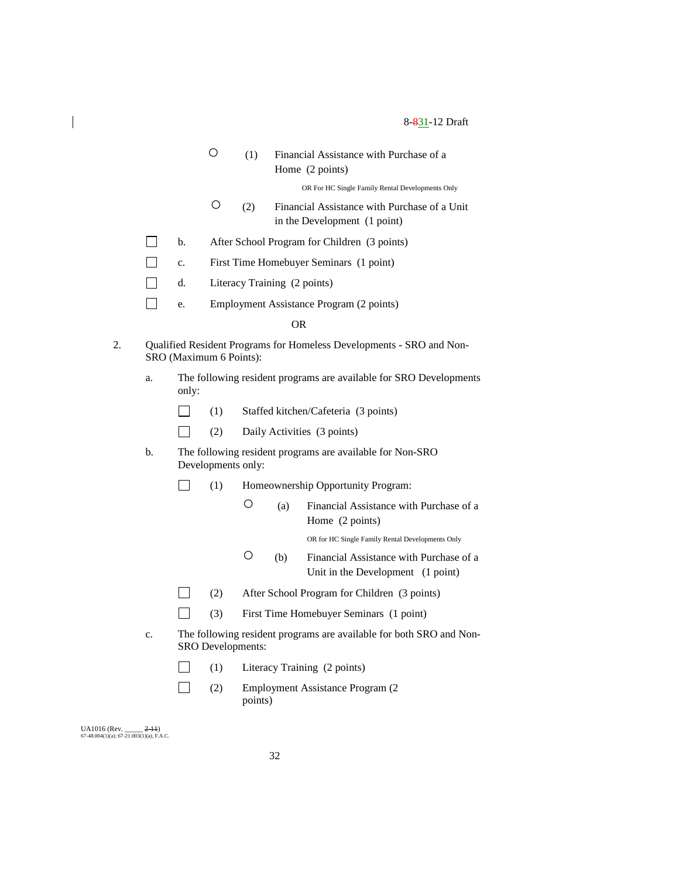○ (1) Financial Assistance with Purchase of a Home (2 points)

OR For HC Single Family Rental Developments Only

○ (2) Financial Assistance with Purchase of a Unit in the Development (1 point)

☐ b. After School Program for Children (3 points)

☐ c. First Time Homebuyer Seminars (1 point)

☐ d. Literacy Training (2 points)

☐ e. Employment Assistance Program (2 points)

OR

2. Qualified Resident Programs for Homeless Developments - SRO and Non-SRO (Maximum 6 Points):

   a. The following resident programs are available for SRO Developments only:

      ☐ (1) Staffed kitchen/Cafeteria (3 points)

      ☐ (2) Daily Activities (3 points)

   b. The following resident programs are available for Non-SRO Developments only:

      ☐ (1) Homeownership Opportunity Program:

         ○ (a) Financial Assistance with Purchase of a Home (2 points)

         OR for HC Single Family Rental Developments Only

         ○ (b) Financial Assistance with Purchase of a Unit in the Development (1 point)

      ☐ (2) After School Program for Children (3 points)

      ☐ (3) First Time Homebuyer Seminars (1 point)

   c. The following resident programs are available for both SRO and Non-SRO Developments:

      ☐ (1) Literacy Training (2 points)

      ☐ (2) Employment Assistance Program (2 points)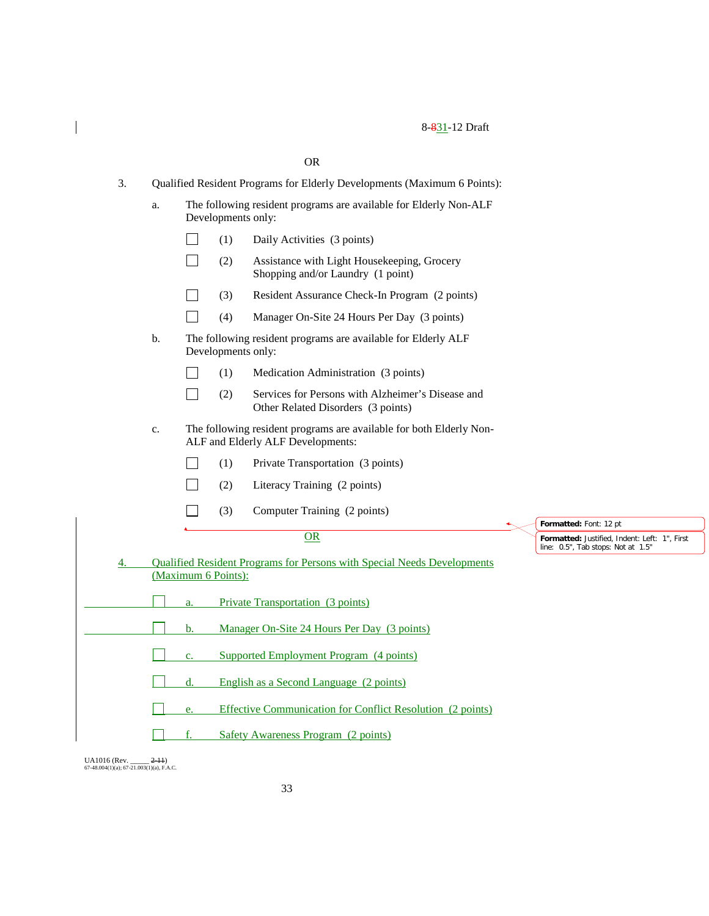OR

3. Qualified Resident Programs for Elderly Developments (Maximum 6 Points):

   a. The following resident programs are available for Elderly Non-ALF Developments only:

      - ☐ (1) Daily Activities (3 points)
      - ☐ (2) Assistance with Light Housekeeping, Grocery Shopping and/or Laundry (1 point)
      - ☐ (3) Resident Assurance Check-In Program (2 points)
      - ☐ (4) Manager On-Site 24 Hours Per Day (3 points)

   b. The following resident programs are available for Elderly ALF Developments only:

      - ☐ (1) Medication Administration (3 points)
      - ☐ (2) Services for Persons with Alzheimer's Disease and Other Related Disorders (3 points)

   c. The following resident programs are available for both Elderly Non-ALF and Elderly ALF Developments:

      - ☐ (1) Private Transportation (3 points)
      - ☐ (2) Literacy Training (2 points)
      - ☐ (3) Computer Training (2 points)

OR

4. Qualified Resident Programs for Persons with Special Needs Developments (Maximum 6 Points):

   - ☐ a. Private Transportation (3 points)
   - ☐ b. Manager On-Site 24 Hours Per Day (3 points)
   - ☐ c. Supported Employment Program (4 points)
   - ☐ d. English as a Second Language (2 points)
   - ☐ e. Effective Communication for Conflict Resolution (2 points)
   - ☐ f. Safety Awareness Program (2 points)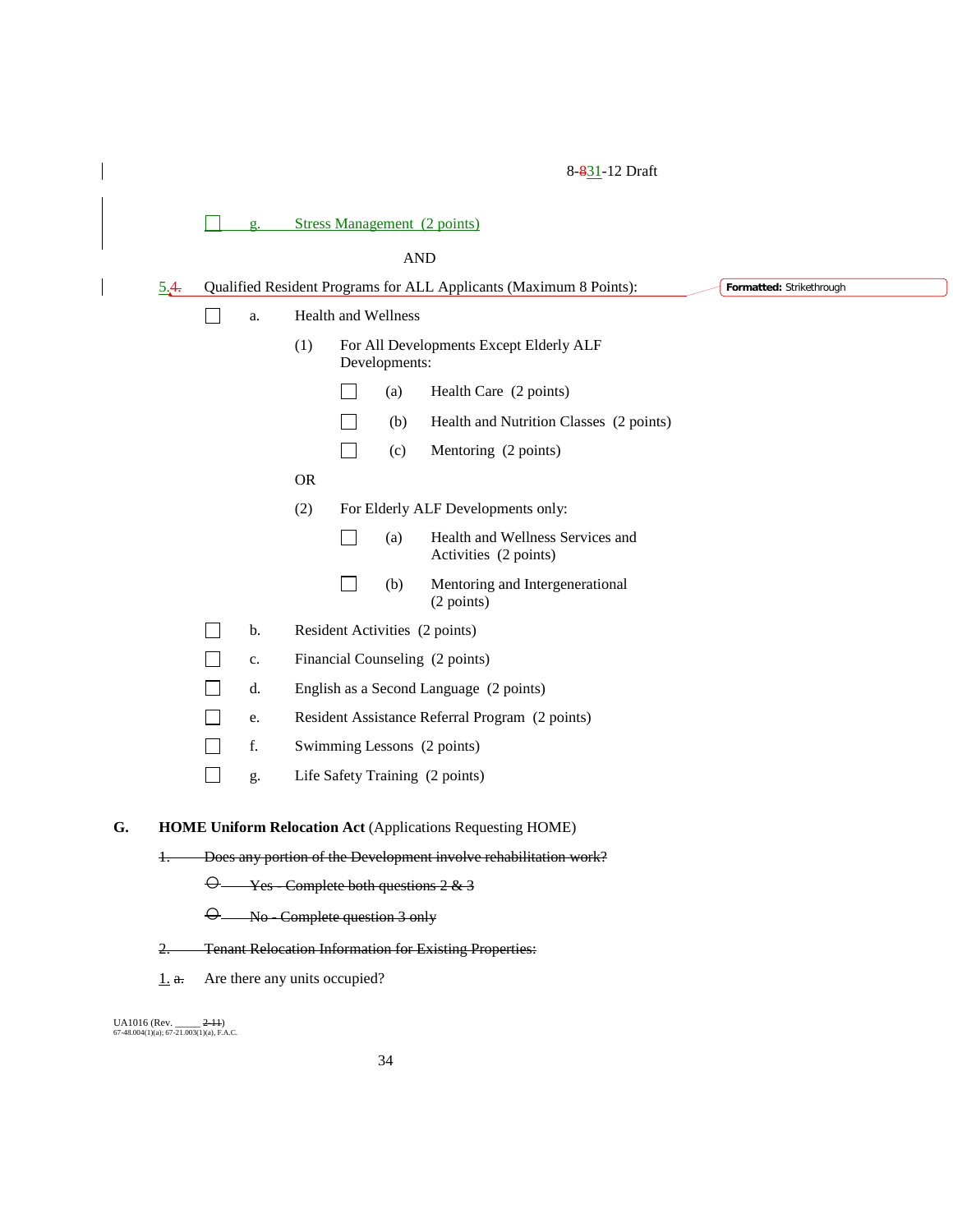☐ g. Stress Management (2 points)

AND

5.~~4.~~ Qualified Resident Programs for ALL Applicants (Maximum 8 Points):

☐ a. Health and Wellness

(1) For All Developments Except Elderly ALF Developments:

☐ (a) Health Care (2 points)

☐ (b) Health and Nutrition Classes (2 points)

☐ (c) Mentoring (2 points)

OR

(2) For Elderly ALF Developments only:

☐ (a) Health and Wellness Services and Activities (2 points)

☐ (b) Mentoring and Intergenerational (2 points)

☐ b. Resident Activities (2 points)

☐ c. Financial Counseling (2 points)

☐ d. English as a Second Language (2 points)

☐ e. Resident Assistance Referral Program (2 points)

☐ f. Swimming Lessons (2 points)

☐ g. Life Safety Training (2 points)

**G. HOME Uniform Relocation Act** (Applications Requesting HOME)

~~1. Does any portion of the Development involve rehabilitation work?~~

~~○ Yes - Complete both questions 2 & 3~~

~~○ No - Complete question 3 only~~

~~2. Tenant Relocation Information for Existing Properties:~~

1. ~~a.~~ Are there any units occupied?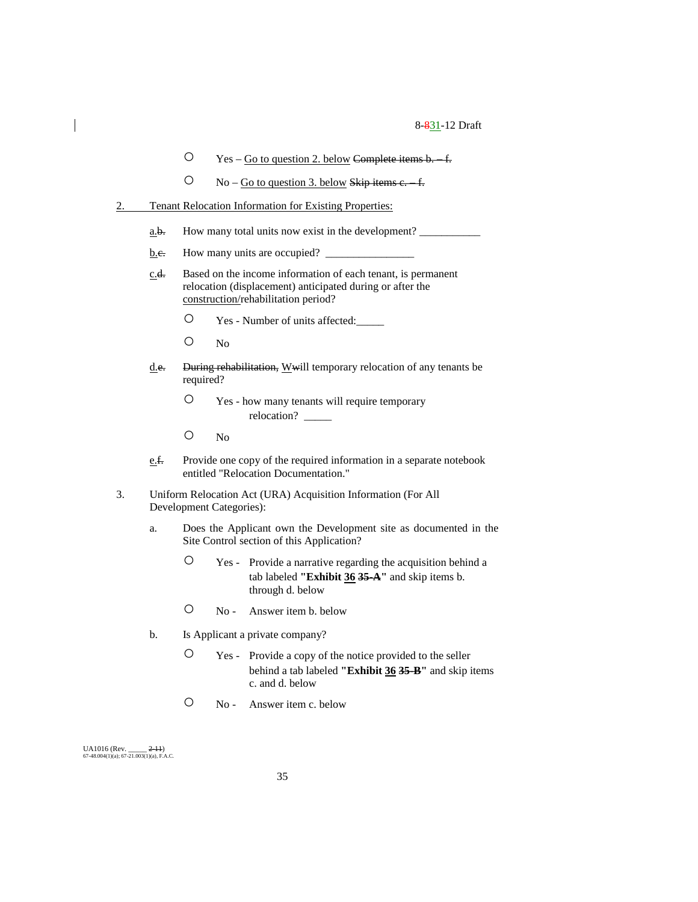○ Yes – Go to question 2. below ~~Complete items b. – f.~~

○ No – Go to question 3. below ~~Skip items c. – f.~~

2. Tenant Relocation Information for Existing Properties:

   a.~~b.~~ How many total units now exist in the development? ___________

   b.~~c.~~ How many units are occupied? ________________

   c.~~d.~~ Based on the income information of each tenant, is permanent relocation (displacement) anticipated during or after the construction/rehabilitation period?

   ○ Yes - Number of units affected:_____

   ○ No

   d.~~e.~~ ~~During rehabilitation,~~ W~~w~~ill temporary relocation of any tenants be required?

   ○ Yes - how many tenants will require temporary relocation? _____

   ○ No

   e.~~f.~~ Provide one copy of the required information in a separate notebook entitled "Relocation Documentation."

3. Uniform Relocation Act (URA) Acquisition Information (For All Development Categories):

   a. Does the Applicant own the Development site as documented in the Site Control section of this Application?

   ○ Yes - Provide a narrative regarding the acquisition behind a tab labeled **"Exhibit 36 ~~35-A~~"** and skip items b. through d. below

   ○ No - Answer item b. below

   b. Is Applicant a private company?

   ○ Yes - Provide a copy of the notice provided to the seller behind a tab labeled **"Exhibit 36 ~~35-B~~"** and skip items c. and d. below

   ○ No - Answer item c. below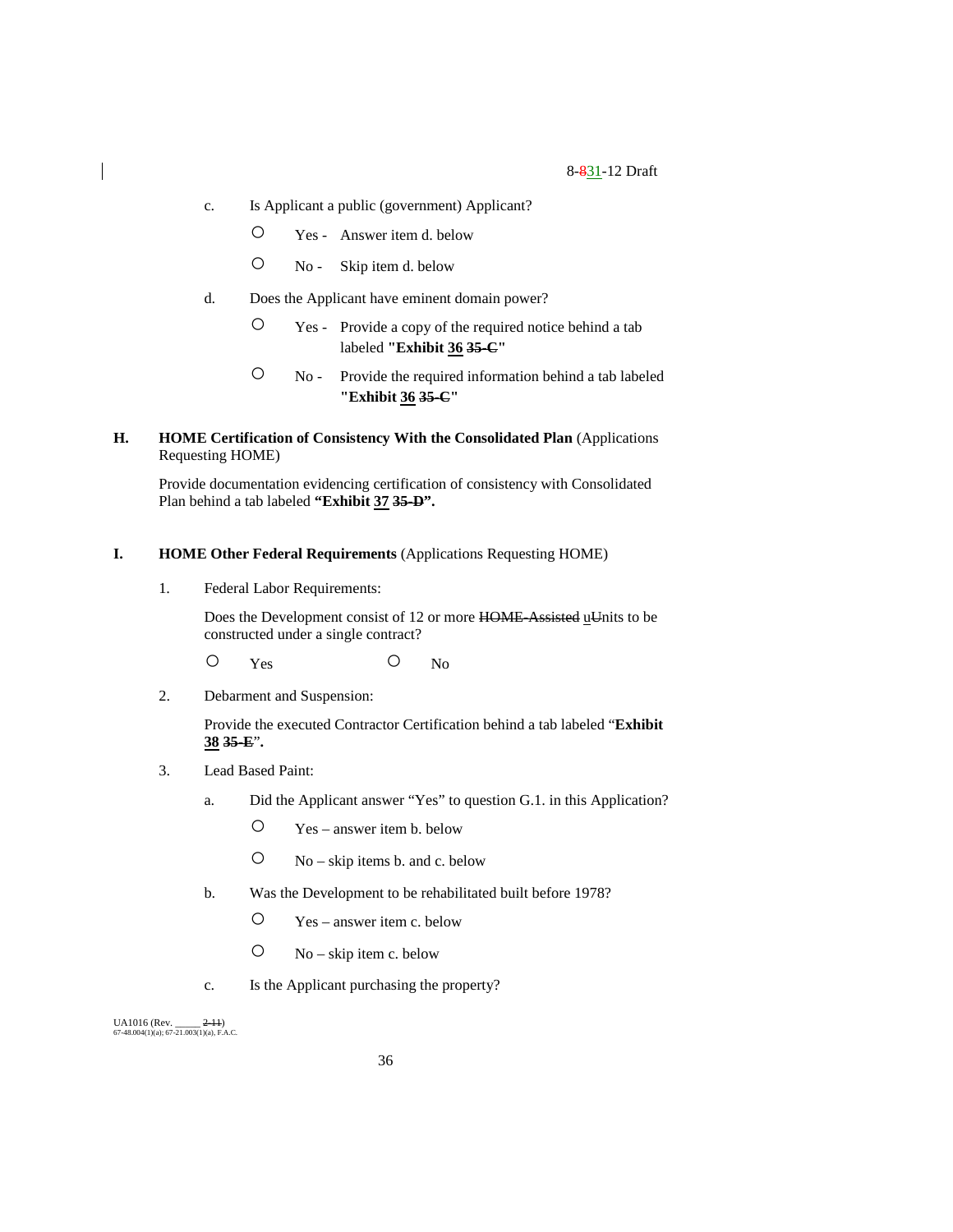c. Is Applicant a public (government) Applicant?

○ Yes - Answer item d. below

○ No - Skip item d. below

d. Does the Applicant have eminent domain power?

○ Yes - Provide a copy of the required notice behind a tab labeled **"Exhibit 36 ~~35-C~~"**

○ No - Provide the required information behind a tab labeled **"Exhibit 36 ~~35-C~~"**

**H. HOME Certification of Consistency With the Consolidated Plan** (Applications Requesting HOME)

Provide documentation evidencing certification of consistency with Consolidated Plan behind a tab labeled **"Exhibit 37 ~~35-D~~".**

**I. HOME Other Federal Requirements** (Applications Requesting HOME)

1. Federal Labor Requirements:

   Does the Development consist of 12 or more ~~HOME-Assisted~~ uUnits to be constructed under a single contract?

   ○ Yes ○ No

2. Debarment and Suspension:

   Provide the executed Contractor Certification behind a tab labeled "**Exhibit 38 ~~35-E~~**".

3. Lead Based Paint:

   a. Did the Applicant answer "Yes" to question G.1. in this Application?

      ○ Yes – answer item b. below

      ○ No – skip items b. and c. below

   b. Was the Development to be rehabilitated built before 1978?

      ○ Yes – answer item c. below

      ○ No – skip item c. below

   c. Is the Applicant purchasing the property?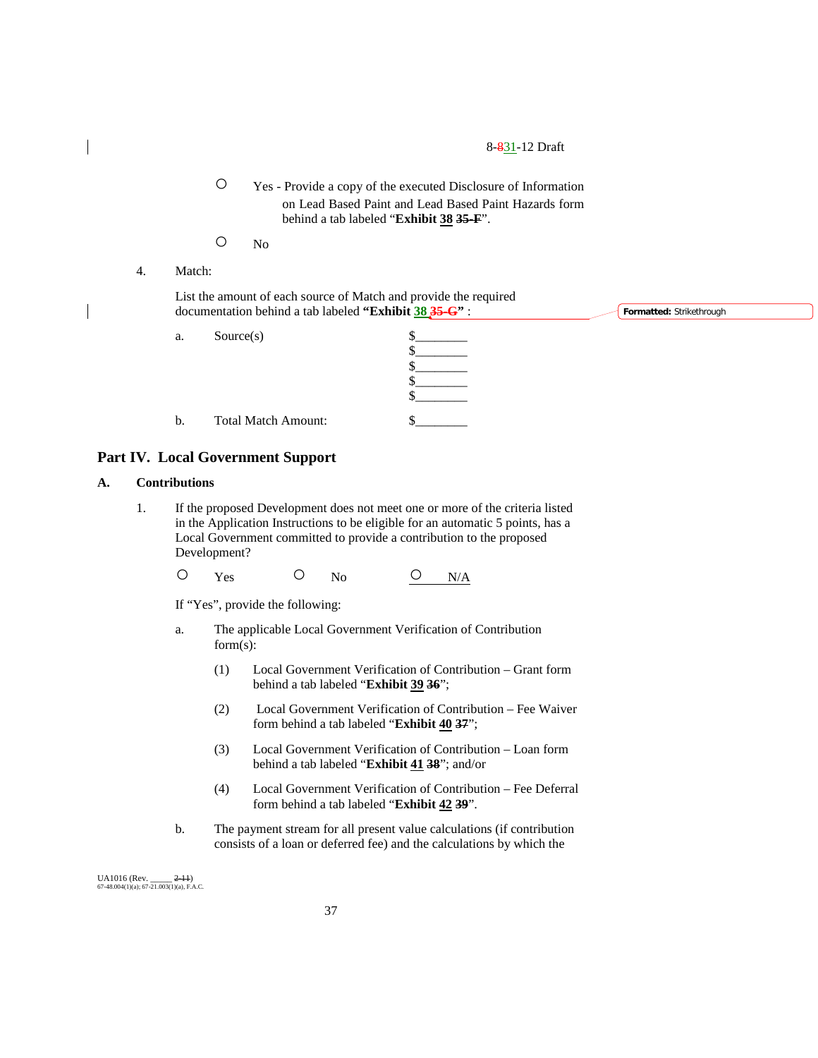○ Yes - Provide a copy of the executed Disclosure of Information on Lead Based Paint and Lead Based Paint Hazards form behind a tab labeled "**Exhibit 38** ~~35-F~~".

○ No

4. Match:

List the amount of each source of Match and provide the required documentation behind a tab labeled **"Exhibit 38** ~~35-G~~**"** :

a. Source(s) $________
$________
$________
$________
$________

b. Total Match Amount: $________

## Part IV. Local Government Support

### A. Contributions

1. If the proposed Development does not meet one or more of the criteria listed in the Application Instructions to be eligible for an automatic 5 points, has a Local Government committed to provide a contribution to the proposed Development?

○ Yes ○ No ○ N/A

If "Yes", provide the following:

a. The applicable Local Government Verification of Contribution form(s):

(1) Local Government Verification of Contribution – Grant form behind a tab labeled "**Exhibit 39** ~~36~~";

(2) Local Government Verification of Contribution – Fee Waiver form behind a tab labeled "**Exhibit 40** ~~37~~";

(3) Local Government Verification of Contribution – Loan form behind a tab labeled "**Exhibit 41** ~~38~~"; and/or

(4) Local Government Verification of Contribution – Fee Deferral form behind a tab labeled "**Exhibit 42** ~~39~~".

b. The payment stream for all present value calculations (if contribution consists of a loan or deferred fee) and the calculations by which the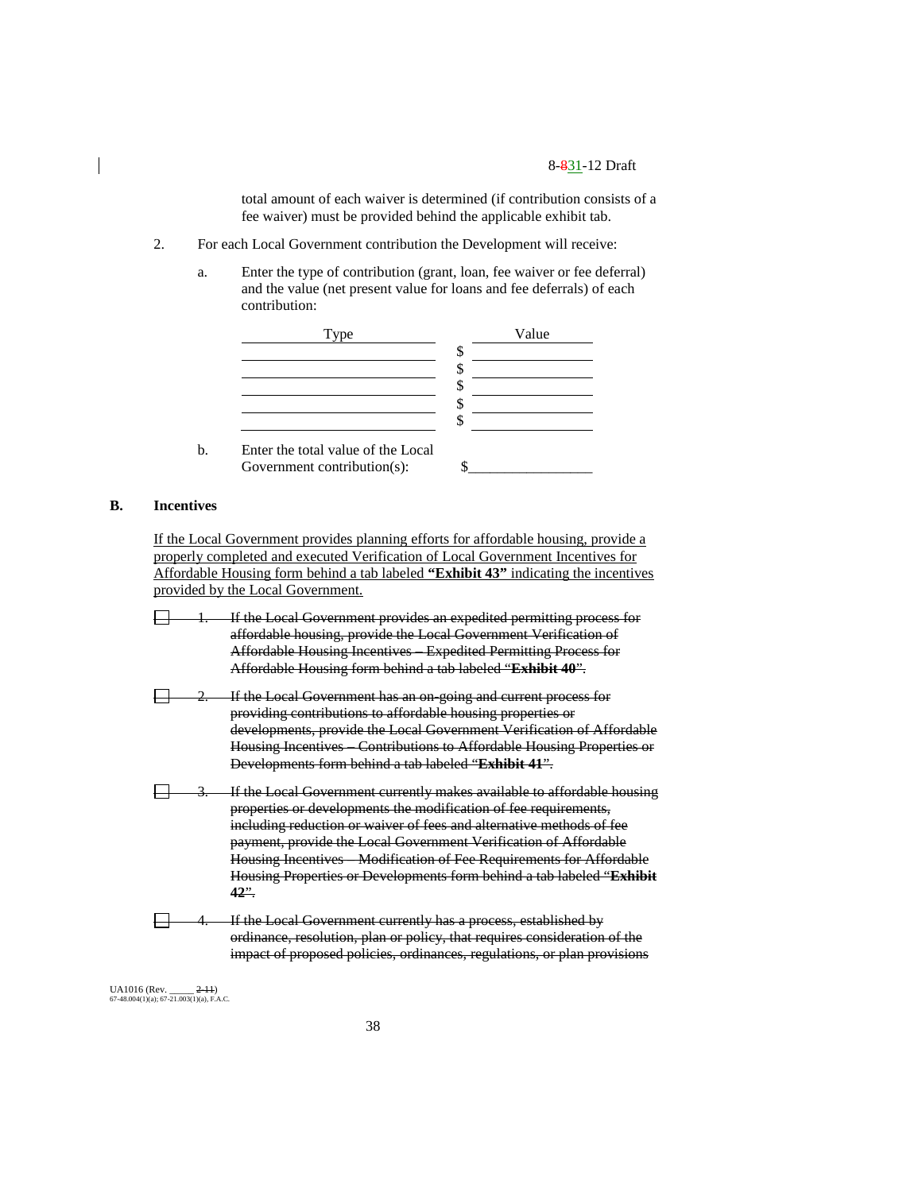total amount of each waiver is determined (if contribution consists of a fee waiver) must be provided behind the applicable exhibit tab.

2. For each Local Government contribution the Development will receive:

   a. Enter the type of contribution (grant, loan, fee waiver or fee deferral) and the value (net present value for loans and fee deferrals) of each contribution:

| Type | Value |
|---|---|
| | $ |
| | $ |
| | $ |
| | $ |
| | $ |

   b. Enter the total value of the Local Government contribution(s): $________________

**B. Incentives**

<u>If the Local Government provides planning efforts for affordable housing, provide a properly completed and executed Verification of Local Government Incentives for Affordable Housing form behind a tab labeled **"Exhibit 43"** indicating the incentives provided by the Local Government.</u>

~~☐ 1. If the Local Government provides an expedited permitting process for affordable housing, provide the Local Government Verification of Affordable Housing Incentives – Expedited Permitting Process for Affordable Housing form behind a tab labeled "**Exhibit 40**".~~

~~☐ 2. If the Local Government has an on-going and current process for providing contributions to affordable housing properties or developments, provide the Local Government Verification of Affordable Housing Incentives – Contributions to Affordable Housing Properties or Developments form behind a tab labeled "**Exhibit 41**".~~

~~☐ 3. If the Local Government currently makes available to affordable housing properties or developments the modification of fee requirements, including reduction or waiver of fees and alternative methods of fee payment, provide the Local Government Verification of Affordable Housing Incentives – Modification of Fee Requirements for Affordable Housing Properties or Developments form behind a tab labeled "**Exhibit 42**".~~

~~☐ 4. If the Local Government currently has a process, established by ordinance, resolution, plan or policy, that requires consideration of the impact of proposed policies, ordinances, regulations, or plan provisions~~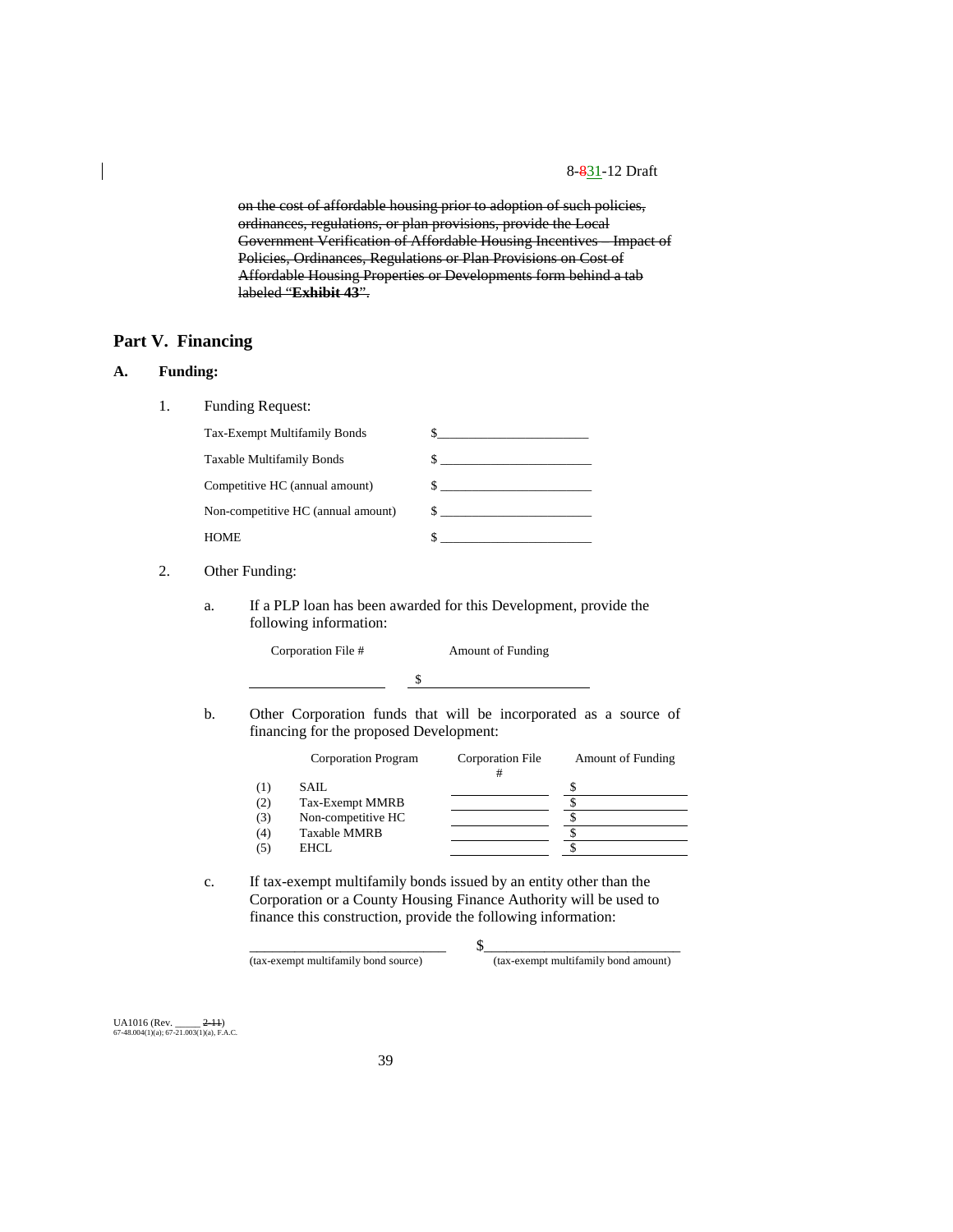~~on the cost of affordable housing prior to adoption of such policies, ordinances, regulations, or plan provisions, provide the Local Government Verification of Affordable Housing Incentives – Impact of Policies, Ordinances, Regulations or Plan Provisions on Cost of Affordable Housing Properties or Developments form behind a tab labeled "**Exhibit 43**".~~

## Part V. Financing

### A. Funding:

1. Funding Request:

| | |
|---|---|
| Tax-Exempt Multifamily Bonds | $\_\_\_\_\_\_\_\_\_\_\_\_\_\_\_\_\_\_\_\_\_\_ |
| Taxable Multifamily Bonds | $\_\_\_\_\_\_\_\_\_\_\_\_\_\_\_\_\_\_\_\_\_\_ |
| Competitive HC (annual amount) | $\_\_\_\_\_\_\_\_\_\_\_\_\_\_\_\_\_\_\_\_\_\_ |
| Non-competitive HC (annual amount) | $\_\_\_\_\_\_\_\_\_\_\_\_\_\_\_\_\_\_\_\_\_\_ |
| HOME | $\_\_\_\_\_\_\_\_\_\_\_\_\_\_\_\_\_\_\_\_\_\_ |

2. Other Funding:

   a. If a PLP loan has been awarded for this Development, provide the following information:

| Corporation File # | Amount of Funding |
|---|---|
| \_\_\_\_\_\_\_\_\_\_\_\_\_\_\_\_\_\_ | $\_\_\_\_\_\_\_\_\_\_\_\_\_\_\_\_\_\_\_\_\_\_ |

   b. Other Corporation funds that will be incorporated as a source of financing for the proposed Development:

| | Corporation Program | Corporation File # | Amount of Funding |
|---|---|---|---|
| (1) | SAIL | \_\_\_\_\_\_\_\_\_\_\_\_ | $\_\_\_\_\_\_\_\_\_\_\_\_ |
| (2) | Tax-Exempt MMRB | \_\_\_\_\_\_\_\_\_\_\_\_ | $\_\_\_\_\_\_\_\_\_\_\_\_ |
| (3) | Non-competitive HC | \_\_\_\_\_\_\_\_\_\_\_\_ | $\_\_\_\_\_\_\_\_\_\_\_\_ |
| (4) | Taxable MMRB | \_\_\_\_\_\_\_\_\_\_\_\_ | $\_\_\_\_\_\_\_\_\_\_\_\_ |
| (5) | EHCL | \_\_\_\_\_\_\_\_\_\_\_\_ | $\_\_\_\_\_\_\_\_\_\_\_\_ |

   c. If tax-exempt multifamily bonds issued by an entity other than the Corporation or a County Housing Finance Authority will be used to finance this construction, provide the following information:

| \_\_\_\_\_\_\_\_\_\_\_\_\_\_\_\_\_\_\_\_\_\_\_\_\_\_ | $\_\_\_\_\_\_\_\_\_\_\_\_\_\_\_\_\_\_\_\_\_\_\_\_\_\_ |
|---|---|
| (tax-exempt multifamily bond source) | (tax-exempt multifamily bond amount) |

UA1016 (Rev. \_\_\_\_\_ ~~2-11~~)
67-48.004(1)(a); 67-21.003(1)(a), F.A.C.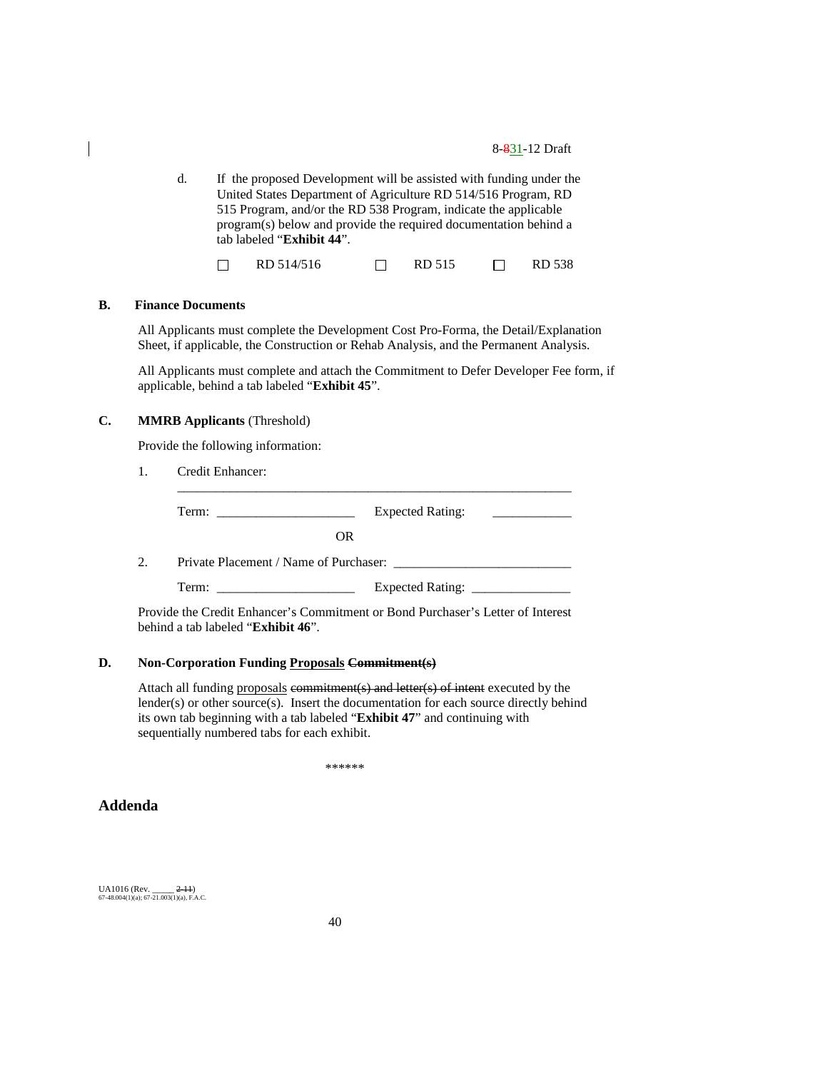d. If the proposed Development will be assisted with funding under the United States Department of Agriculture RD 514/516 Program, RD 515 Program, and/or the RD 538 Program, indicate the applicable program(s) below and provide the required documentation behind a tab labeled "**Exhibit 44**".

☐ RD 514/516 ☐ RD 515 ☐ RD 538

**B. Finance Documents**

All Applicants must complete the Development Cost Pro-Forma, the Detail/Explanation Sheet, if applicable, the Construction or Rehab Analysis, and the Permanent Analysis.

All Applicants must complete and attach the Commitment to Defer Developer Fee form, if applicable, behind a tab labeled "**Exhibit 45**".

**C. MMRB Applicants** (Threshold)

Provide the following information:

1. Credit Enhancer: ______________________________________________________________

   Term: ____________________ Expected Rating: ____________

   OR

2. Private Placement / Name of Purchaser: ___________________________

   Term: ____________________ Expected Rating: _______________

Provide the Credit Enhancer's Commitment or Bond Purchaser's Letter of Interest behind a tab labeled "**Exhibit 46**".

**D. Non-Corporation Funding Proposals ~~Commitment(s)~~**

Attach all funding proposals ~~commitment(s) and letter(s) of intent~~ executed by the lender(s) or other source(s). Insert the documentation for each source directly behind its own tab beginning with a tab labeled "**Exhibit 47**" and continuing with sequentially numbered tabs for each exhibit.

******

## Addenda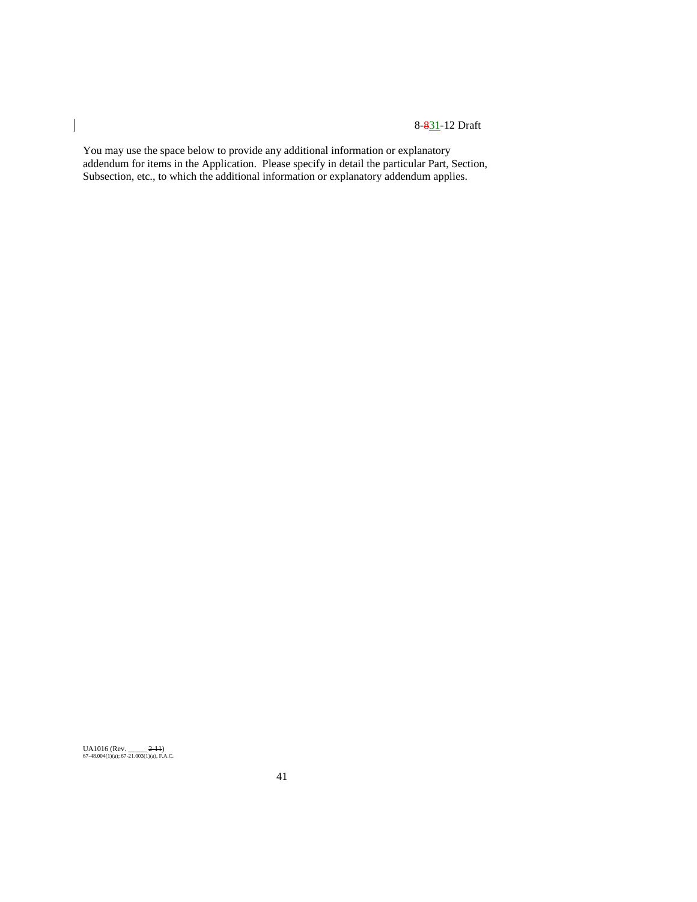You may use the space below to provide any additional information or explanatory addendum for items in the Application. Please specify in detail the particular Part, Section, Subsection, etc., to which the additional information or explanatory addendum applies.